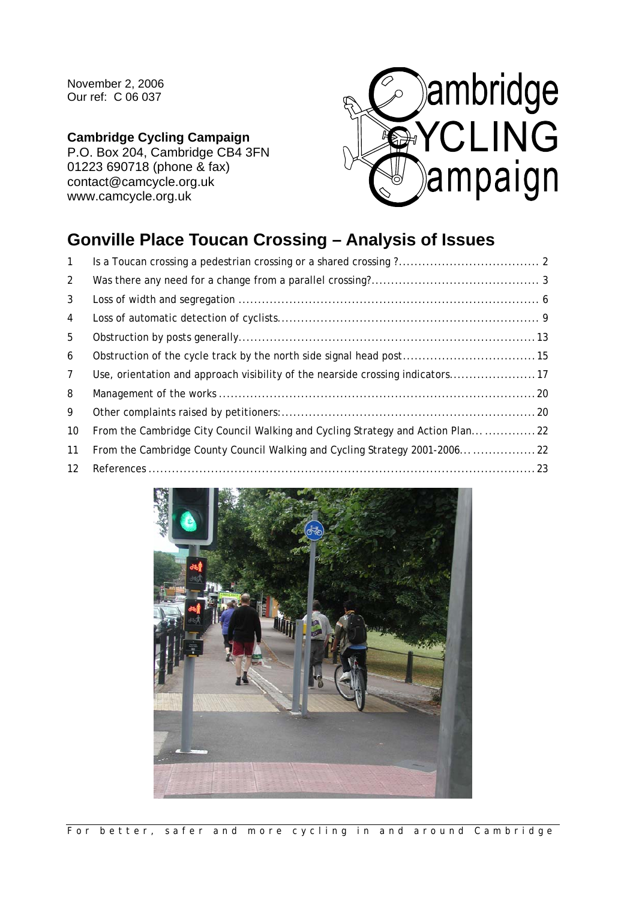November 2, 2006
Our ref: C 06 037

**Cambridge Cycling Campaign**
P.O. Box 204, Cambridge CB4 3FN
01223 690718 (phone & fax)
contact@camcycle.org.uk
www.camcycle.org.uk

# Gonville Place Toucan Crossing – Analysis of Issues

1 Is a Toucan crossing a pedestrian crossing or a shared crossing ? .......... 2
2 Was there any need for a change from a parallel crossing? .......... 3
3 Loss of width and segregation .......... 6
4 Loss of automatic detection of cyclists .......... 9
5 Obstruction by posts generally .......... 13
6 Obstruction of the cycle track by the north side signal head post .......... 15
7 Use, orientation and approach visibility of the nearside crossing indicators .......... 17
8 Management of the works .......... 20
9 Other complaints raised by petitioners: .......... 20
10 From the Cambridge City Council Walking and Cycling Strategy and Action Plan .......... 22
11 From the Cambridge County Council Walking and Cycling Strategy 2001-2006 .......... 22
12 References .......... 23

For better, safer and more cycling in and around Cambridge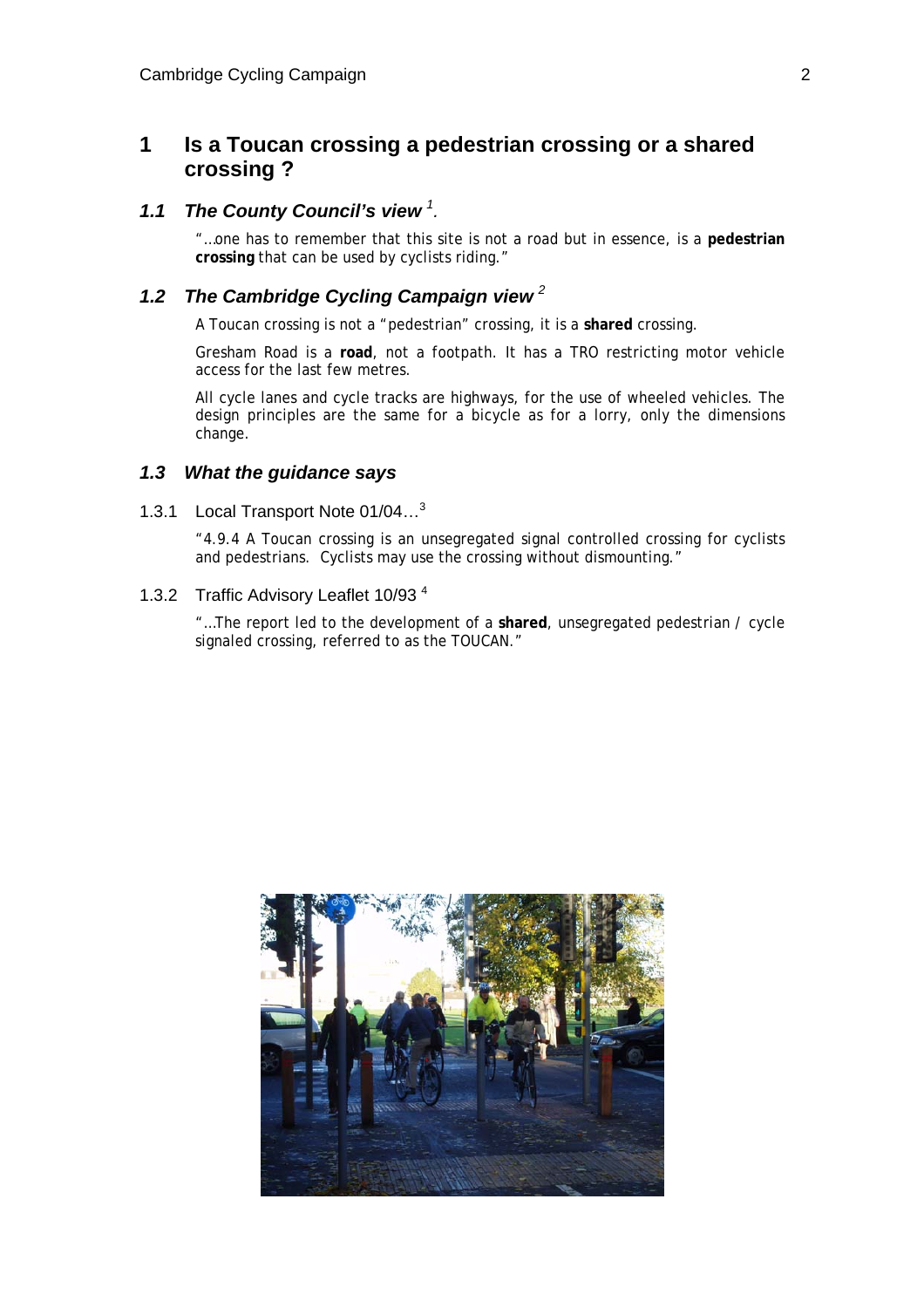# 1 Is a Toucan crossing a pedestrian crossing or a shared crossing ?

## 1.1 *The County Council's view* [1].

"…one has to remember that this site is not a road but in essence, is a **pedestrian crossing** that can be used by cyclists riding."

## 1.2 *The Cambridge Cycling Campaign view* [2]

A Toucan crossing is not a "pedestrian" crossing, it is a **shared** crossing.

Gresham Road is a **road**, not a footpath. It has a TRO restricting motor vehicle access for the last few metres.

All cycle lanes and cycle tracks are highways, for the use of wheeled vehicles. The design principles are the same for a bicycle as for a lorry, only the dimensions change.

## 1.3 *What the guidance says*

### 1.3.1 Local Transport Note 01/04… [3]

"4.9.4 A Toucan crossing is an unsegregated signal controlled crossing for cyclists and pedestrians. Cyclists may use the crossing without dismounting."

### 1.3.2 Traffic Advisory Leaflet 10/93 [4]

"…The report led to the development of a **shared**, unsegregated pedestrian / cycle signaled crossing, referred to as the TOUCAN."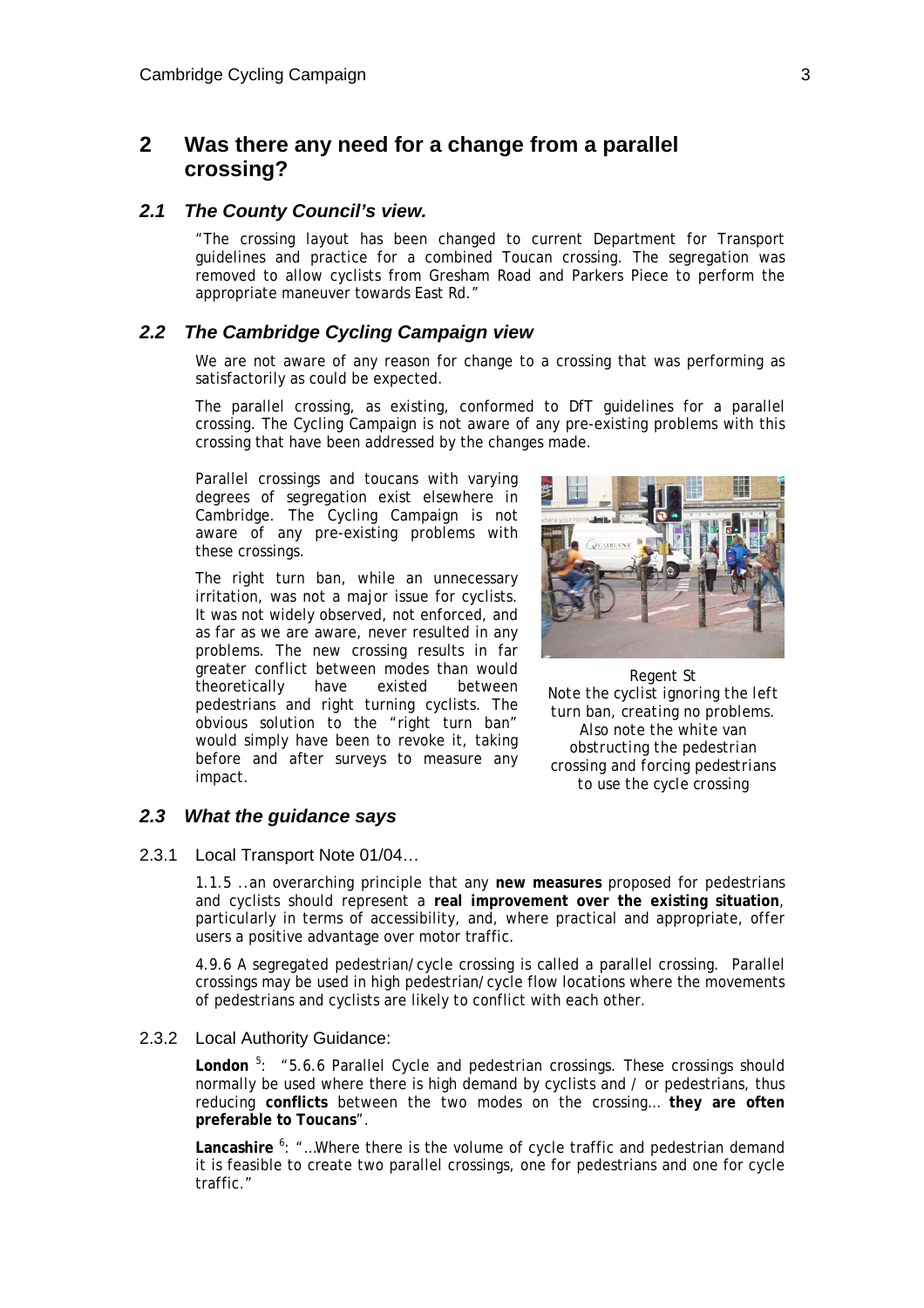# 2 Was there any need for a change from a parallel crossing?

## 2.1 The County Council's view.

"The crossing layout has been changed to current Department for Transport guidelines and practice for a combined Toucan crossing. The segregation was removed to allow cyclists from Gresham Road and Parkers Piece to perform the appropriate maneuver towards East Rd."

## 2.2 The Cambridge Cycling Campaign view

We are not aware of any reason for change to a crossing that was performing as satisfactorily as could be expected.

The parallel crossing, as existing, conformed to DfT guidelines for a parallel crossing. The Cycling Campaign is not aware of any pre-existing problems with this crossing that have been addressed by the changes made.

Parallel crossings and toucans with varying degrees of segregation exist elsewhere in Cambridge. The Cycling Campaign is not aware of any pre-existing problems with these crossings.

The right turn ban, while an unnecessary irritation, was not a major issue for cyclists. It was not widely observed, not enforced, and as far as we are aware, never resulted in any problems. The new crossing results in far greater conflict between modes than would theoretically have existed between pedestrians and right turning cyclists. The obvious solution to the "right turn ban" would simply have been to revoke it, taking before and after surveys to measure any impact.

*Regent St*
*Note the cyclist ignoring the left turn ban, creating no problems. Also note the white van obstructing the pedestrian crossing and forcing pedestrians to use the cycle crossing*

## 2.3 What the guidance says

### 2.3.1 Local Transport Note 01/04…

1.1.5 ..an overarching principle that any **new measures** proposed for pedestrians and cyclists should represent a **real improvement over the existing situation**, particularly in terms of accessibility, and, where practical and appropriate, offer users a positive advantage over motor traffic.

4.9.6 A segregated pedestrian/cycle crossing is called a parallel crossing. Parallel crossings may be used in high pedestrian/cycle flow locations where the movements of pedestrians and cyclists are likely to conflict with each other.

### 2.3.2 Local Authority Guidance:

**London** [5]: "5.6.6 Parallel Cycle and pedestrian crossings. These crossings should normally be used where there is high demand by cyclists and / or pedestrians, thus reducing **conflicts** between the two modes on the crossing… **they are often preferable to Toucans**".

**Lancashire** [6]: "…Where there is the volume of cycle traffic and pedestrian demand it is feasible to create two parallel crossings, one for pedestrians and one for cycle traffic."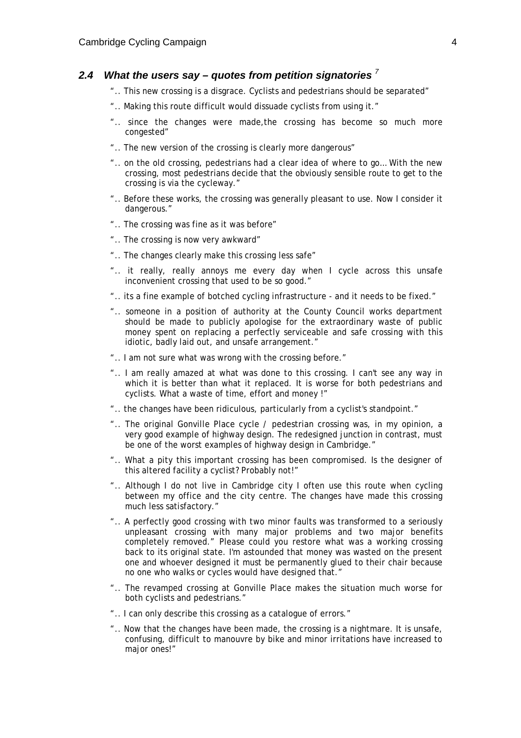### 2.4 *What the users say – quotes from petition signatories* [7]

- ".. This new crossing is a disgrace. Cyclists and pedestrians should be separated"
- ".. Making this route difficult would dissuade cyclists from using it."
- ".. since the changes were made,the crossing has become so much more congested"
- ".. The new version of the crossing is clearly more dangerous"
- ".. on the old crossing, pedestrians had a clear idea of where to go… With the new crossing, most pedestrians decide that the obviously sensible route to get to the crossing is via the cycleway."
- ".. Before these works, the crossing was generally pleasant to use. Now I consider it dangerous."
- ".. The crossing was fine as it was before"
- ".. The crossing is now very awkward"
- ".. The changes clearly make this crossing less safe"
- ".. it really, really annoys me every day when I cycle across this unsafe inconvenient crossing that used to be so good."
- ".. its a fine example of botched cycling infrastructure - and it needs to be fixed."
- ".. someone in a position of authority at the County Council works department should be made to publicly apologise for the extraordinary waste of public money spent on replacing a perfectly serviceable and safe crossing with this idiotic, badly laid out, and unsafe arrangement."
- ".. I am not sure what was wrong with the crossing before."
- ".. I am really amazed at what was done to this crossing. I can't see any way in which it is better than what it replaced. It is worse for both pedestrians and cyclists. What a waste of time, effort and money !"
- ".. the changes have been ridiculous, particularly from a cyclist's standpoint."
- ".. The original Gonville Place cycle / pedestrian crossing was, in my opinion, a very good example of highway design. The redesigned junction in contrast, must be one of the worst examples of highway design in Cambridge."
- ".. What a pity this important crossing has been compromised. Is the designer of this altered facility a cyclist? Probably not!"
- ".. Although I do not live in Cambridge city I often use this route when cycling between my office and the city centre. The changes have made this crossing much less satisfactory."
- ".. A perfectly good crossing with two minor faults was transformed to a seriously unpleasant crossing with many major problems and two major benefits completely removed." Please could you restore what was a working crossing back to its original state. I'm astounded that money was wasted on the present one and whoever designed it must be permanently glued to their chair because no one who walks or cycles would have designed that."
- ".. The revamped crossing at Gonville Place makes the situation much worse for both cyclists and pedestrians."
- ".. I can only describe this crossing as a catalogue of errors."
- ".. Now that the changes have been made, the crossing is a nightmare. It is unsafe, confusing, difficult to manouvre by bike and minor irritations have increased to major ones!"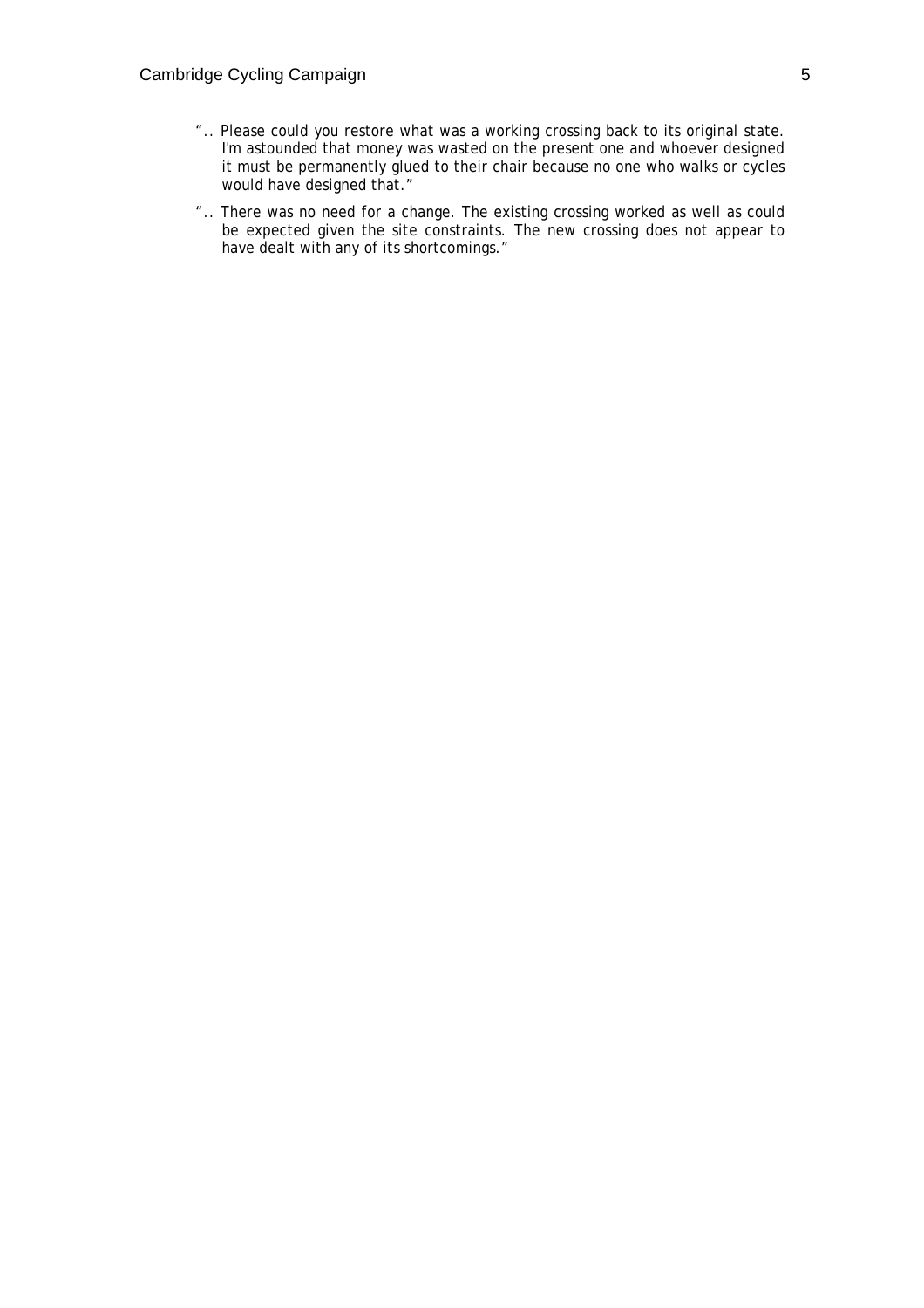- “.. Please could you restore what was a working crossing back to its original state. I'm astounded that money was wasted on the present one and whoever designed it must be permanently glued to their chair because no one who walks or cycles would have designed that.”
- “.. There was no need for a change. The existing crossing worked as well as could be expected given the site constraints. The new crossing does not appear to have dealt with any of its shortcomings.”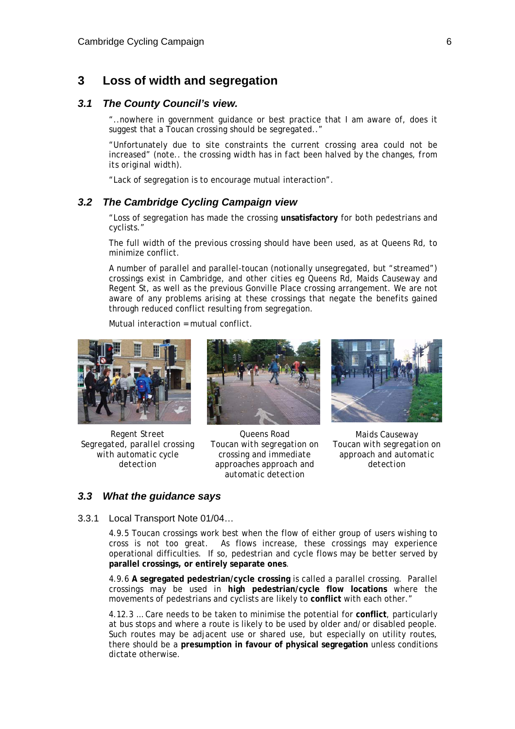## 3 Loss of width and segregation

### *3.1 The County Council's view.*

"..nowhere in government guidance or best practice that I am aware of, does it suggest that a Toucan crossing should be segregated.."

"Unfortunately due to site constraints the current crossing area could not be increased" (*note.. the crossing width has in fact been halved by the changes, from its original width*).

"Lack of segregation is to encourage mutual interaction".

### *3.2 The Cambridge Cycling Campaign view*

"Loss of segregation has made the crossing **unsatisfactory** for both pedestrians and cyclists."

The full width of the previous crossing should have been used, as at Queens Rd, to minimize conflict.

A number of parallel and parallel-toucan (notionally unsegregated, but "streamed") crossings exist in Cambridge, and other cities eg Queens Rd, Maids Causeway and Regent St, as well as the previous Gonville Place crossing arrangement. We are not aware of any problems arising at these crossings that negate the benefits gained through reduced conflict resulting from segregation.

Mutual interaction = mutual conflict.

Regent Street
Segregated, parallel crossing with automatic cycle detection

Queens Road
Toucan with segregation on crossing and immediate approaches approach and automatic detection

Maids Causeway
Toucan with segregation on approach and automatic detection

### *3.3 What the guidance says*

3.3.1 Local Transport Note 01/04…

4.9.5 Toucan crossings work best when the flow of either group of users wishing to cross is not too great. As flows increase, these crossings may experience operational difficulties. If so, pedestrian and cycle flows may be better served by **parallel crossings, or entirely separate ones**.

4.9.6 **A segregated pedestrian/cycle crossing** is called a parallel crossing. Parallel crossings may be used in **high pedestrian/cycle flow locations** where the movements of pedestrians and cyclists are likely to **conflict** with each other."

4.12.3 … Care needs to be taken to minimise the potential for **conflict**, particularly at bus stops and where a route is likely to be used by older and/or disabled people. Such routes may be adjacent use or shared use, but especially on utility routes, there should be a **presumption in favour of physical segregation** unless conditions dictate otherwise.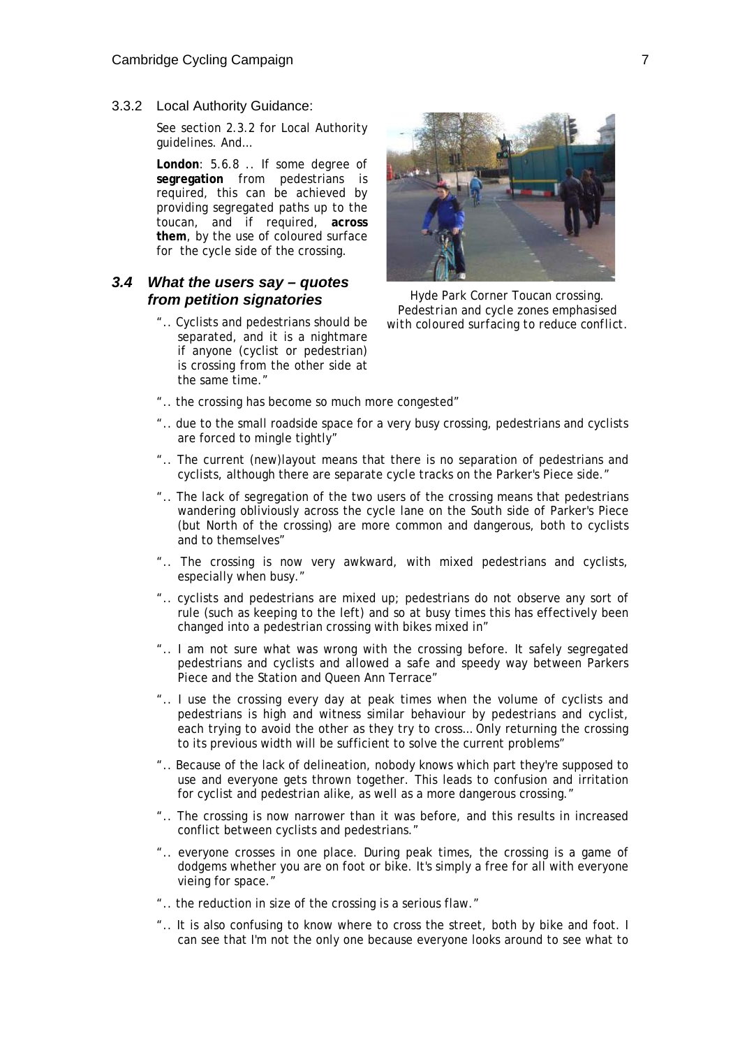### 3.3.2 Local Authority Guidance:

See section 2.3.2 for Local Authority guidelines. And…

**London**: 5.6.8 .. If some degree of **segregation** from pedestrians is required, this can be achieved by providing segregated paths up to the toucan, and if required, **across them**, by the use of coloured surface for the cycle side of the crossing.

Hyde Park Corner Toucan crossing. Pedestrian and cycle zones emphasised with coloured surfacing to reduce conflict.

## *3.4 What the users say – quotes from petition signatories*

- ".. Cyclists and pedestrians should be separated, and it is a nightmare if anyone (cyclist or pedestrian) is crossing from the other side at the same time."
- ".. the crossing has become so much more congested"
- ".. due to the small roadside space for a very busy crossing, pedestrians and cyclists are forced to mingle tightly"
- ".. The current (new)layout means that there is no separation of pedestrians and cyclists, although there are separate cycle tracks on the Parker's Piece side."
- ".. The lack of segregation of the two users of the crossing means that pedestrians wandering obliviously across the cycle lane on the South side of Parker's Piece (but North of the crossing) are more common and dangerous, both to cyclists and to themselves"
- ".. The crossing is now very awkward, with mixed pedestrians and cyclists, especially when busy."
- ".. cyclists and pedestrians are mixed up; pedestrians do not observe any sort of rule (such as keeping to the left) and so at busy times this has effectively been changed into a pedestrian crossing with bikes mixed in"
- ".. I am not sure what was wrong with the crossing before. It safely segregated pedestrians and cyclists and allowed a safe and speedy way between Parkers Piece and the Station and Queen Ann Terrace"
- ".. I use the crossing every day at peak times when the volume of cyclists and pedestrians is high and witness similar behaviour by pedestrians and cyclist, each trying to avoid the other as they try to cross… Only returning the crossing to its previous width will be sufficient to solve the current problems"
- ".. Because of the lack of delineation, nobody knows which part they're supposed to use and everyone gets thrown together. This leads to confusion and irritation for cyclist and pedestrian alike, as well as a more dangerous crossing."
- ".. The crossing is now narrower than it was before, and this results in increased conflict between cyclists and pedestrians."
- ".. everyone crosses in one place. During peak times, the crossing is a game of dodgems whether you are on foot or bike. It's simply a free for all with everyone vieing for space."
- ".. the reduction in size of the crossing is a serious flaw."
- ".. It is also confusing to know where to cross the street, both by bike and foot. I can see that I'm not the only one because everyone looks around to see what to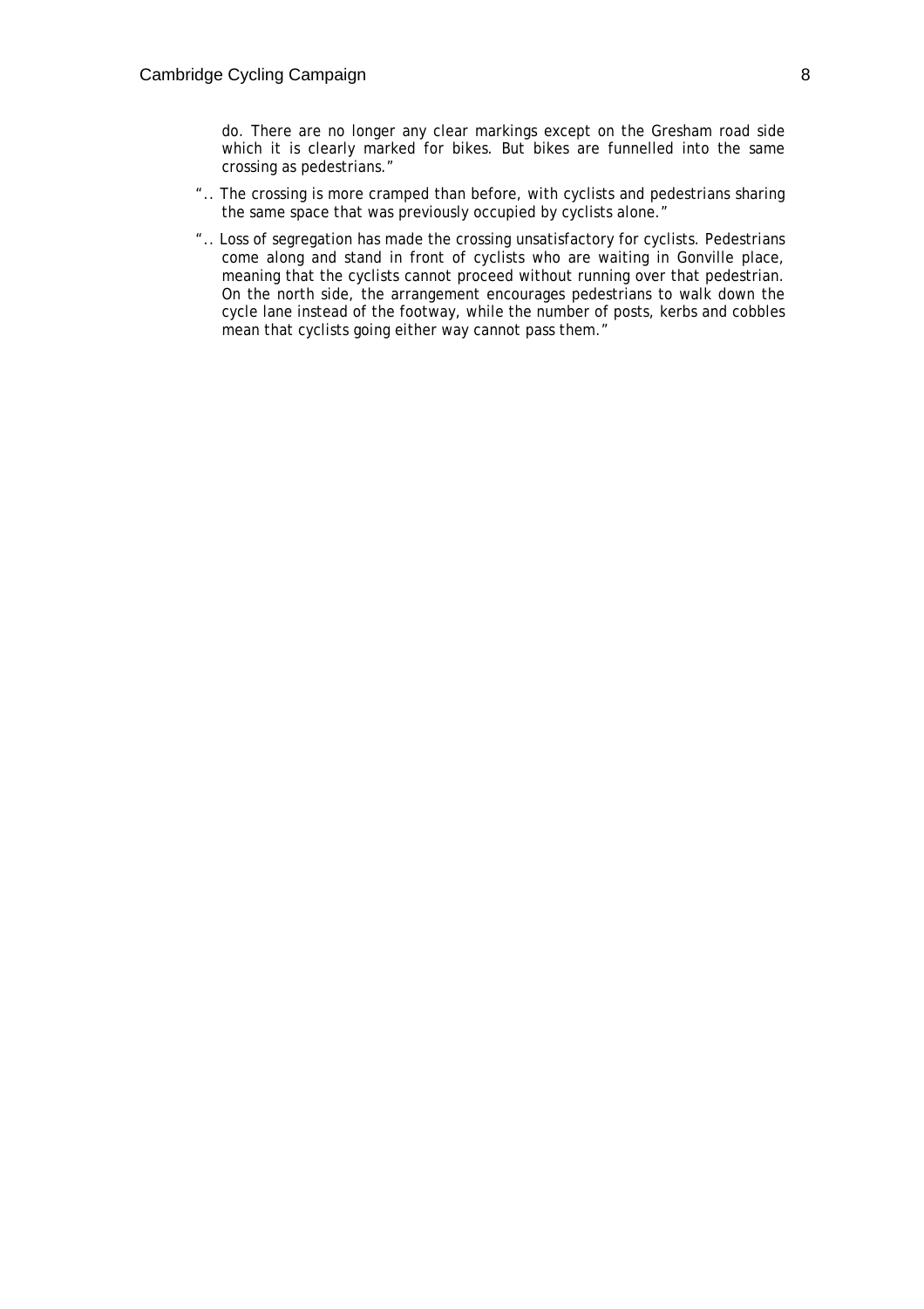do. There are no longer any clear markings except on the Gresham road side which it is clearly marked for bikes. But bikes are funnelled into the same crossing as pedestrians."

- ".. The crossing is more cramped than before, with cyclists and pedestrians sharing the same space that was previously occupied by cyclists alone."
- ".. Loss of segregation has made the crossing unsatisfactory for cyclists. Pedestrians come along and stand in front of cyclists who are waiting in Gonville place, meaning that the cyclists cannot proceed without running over that pedestrian. On the north side, the arrangement encourages pedestrians to walk down the cycle lane instead of the footway, while the number of posts, kerbs and cobbles mean that cyclists going either way cannot pass them."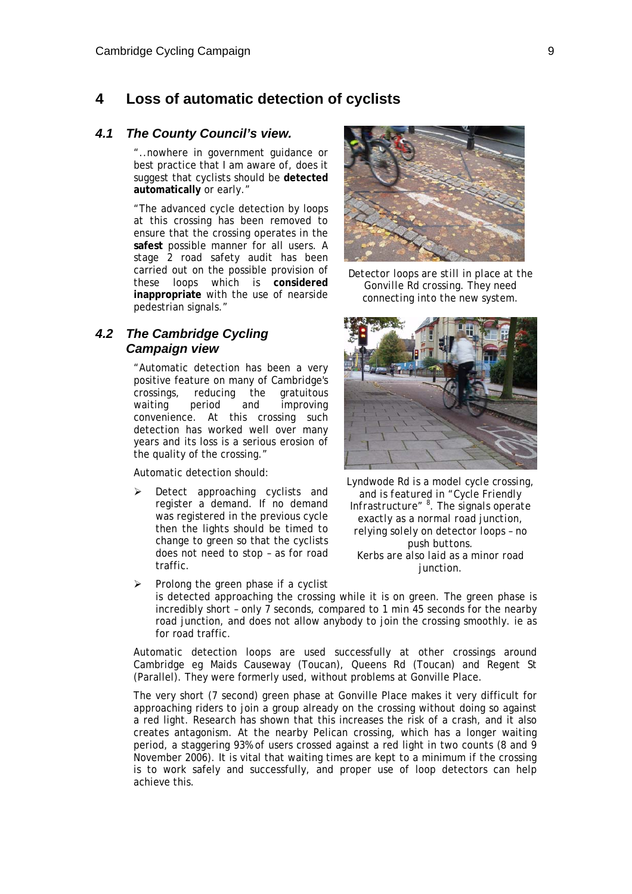# 4 Loss of automatic detection of cyclists

## 4.1 The County Council's view.

"..nowhere in government guidance or best practice that I am aware of, does it suggest that cyclists should be **detected automatically** or early."

"The advanced cycle detection by loops at this crossing has been removed to ensure that the crossing operates in the **safest** possible manner for all users. A stage 2 road safety audit has been carried out on the possible provision of these loops which is **considered inappropriate** with the use of nearside pedestrian signals."

Detector loops are still in place at the Gonville Rd crossing. They need connecting into the new system.

## 4.2 The Cambridge Cycling Campaign view

"Automatic detection has been a very positive feature on many of Cambridge's crossings, reducing the gratuitous waiting period and improving convenience. At this crossing such detection has worked well over many years and its loss is a serious erosion of the quality of the crossing."

Automatic detection should:

- Detect approaching cyclists and register a demand. If no demand was registered in the previous cycle then the lights should be timed to change to green so that the cyclists does not need to stop – as for road traffic.
- Prolong the green phase if a cyclist is detected approaching the crossing while it is on green. The green phase is incredibly short – only 7 seconds, compared to 1 min 45 seconds for the nearby road junction, and does not allow anybody to join the crossing smoothly. ie as for road traffic.

Lyndwode Rd is a model cycle crossing, and is featured in "Cycle Friendly Infrastructure" [8]. The signals operate exactly as a normal road junction, relying solely on detector loops – no push buttons. Kerbs are also laid as a minor road junction.

Automatic detection loops are used successfully at other crossings around Cambridge eg Maids Causeway (Toucan), Queens Rd (Toucan) and Regent St (Parallel). They were formerly used, without problems at Gonville Place.

The very short (7 second) green phase at Gonville Place makes it very difficult for approaching riders to join a group already on the crossing without doing so against a red light. Research has shown that this increases the risk of a crash, and it also creates antagonism. At the nearby Pelican crossing, which has a longer waiting period, a staggering 93% of users crossed against a red light in two counts (8 and 9 November 2006). It is vital that waiting times are kept to a minimum if the crossing is to work safely and successfully, and proper use of loop detectors can help achieve this.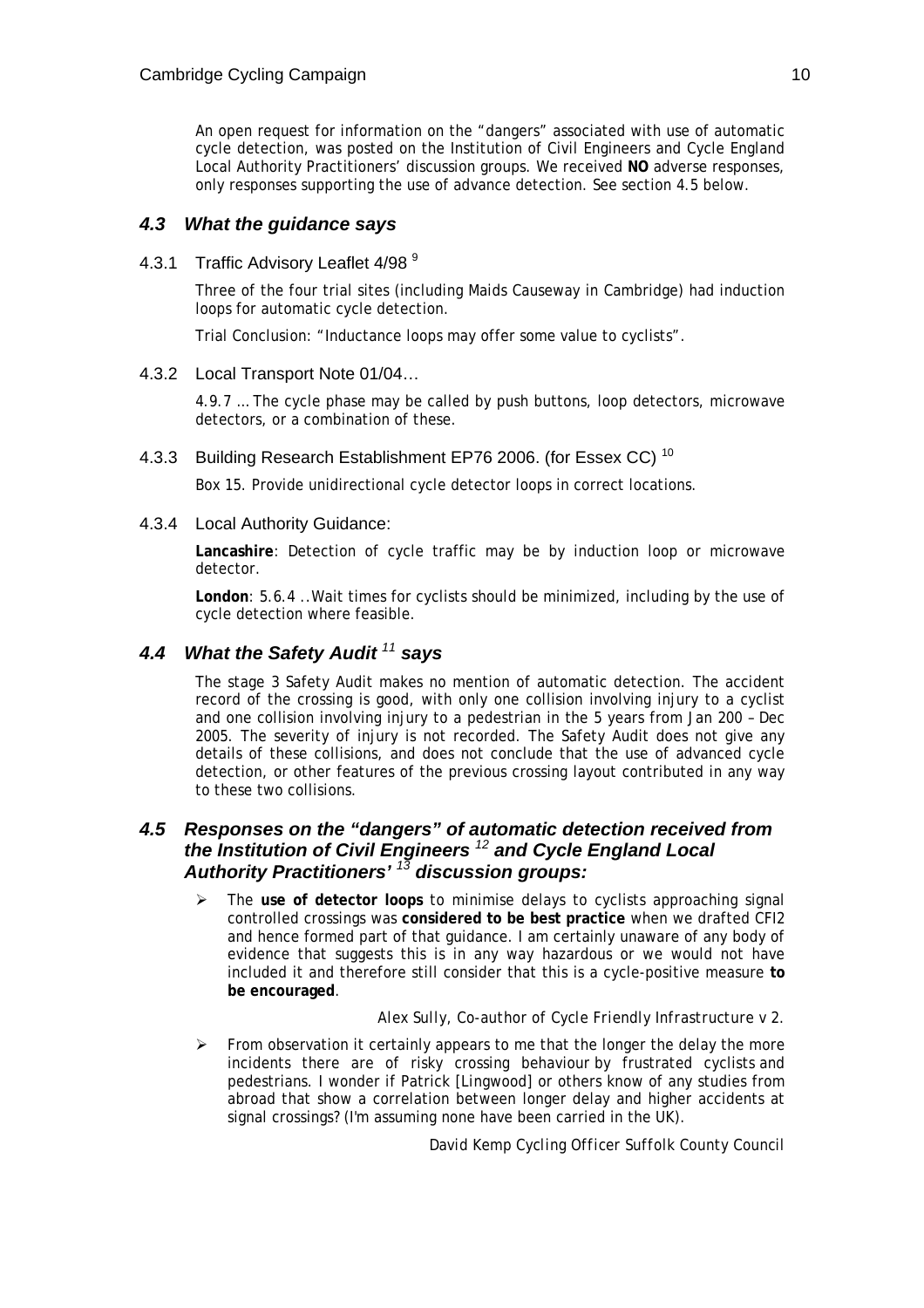An open request for information on the "dangers" associated with use of automatic cycle detection, was posted on the Institution of Civil Engineers and Cycle England Local Authority Practitioners' discussion groups. We received **NO** adverse responses, only responses supporting the use of advance detection. See section 4.5 below.

## 4.3 What the guidance says

### 4.3.1 Traffic Advisory Leaflet 4/98 [9]

Three of the four trial sites (including Maids Causeway in Cambridge) had induction loops for automatic cycle detection.

Trial Conclusion: "Inductance loops may offer some value to cyclists".

### 4.3.2 Local Transport Note 01/04…

4.9.7 … The cycle phase may be called by push buttons, loop detectors, microwave detectors, or a combination of these.

### 4.3.3 Building Research Establishment EP76 2006. (for Essex CC) [10]

Box 15. Provide unidirectional cycle detector loops in correct locations.

### 4.3.4 Local Authority Guidance:

**Lancashire**: Detection of cycle traffic may be by induction loop or microwave detector.

**London**: 5.6.4 ..Wait times for cyclists should be minimized, including by the use of cycle detection where feasible.

## 4.4 What the Safety Audit [11] says

The stage 3 Safety Audit makes no mention of automatic detection. The accident record of the crossing is good, with only one collision involving injury to a cyclist and one collision involving injury to a pedestrian in the 5 years from Jan 200 – Dec 2005. The severity of injury is not recorded. The Safety Audit does not give any details of these collisions, and does not conclude that the use of advanced cycle detection, or other features of the previous crossing layout contributed in any way to these two collisions.

## 4.5 Responses on the "dangers" of automatic detection received from the Institution of Civil Engineers [12] and Cycle England Local Authority Practitioners' [13] discussion groups:

- The **use of detector loops** to minimise delays to cyclists approaching signal controlled crossings was **considered to be best practice** when we drafted CFI2 and hence formed part of that guidance. I am certainly unaware of any body of evidence that suggests this is in any way hazardous or we would not have included it and therefore still consider that this is a cycle-positive measure **to be encouraged**.

  *Alex Sully, Co-author of Cycle Friendly Infrastructure v 2.*

- From observation it certainly appears to me that the longer the delay the more incidents there are of risky crossing behaviour by frustrated cyclists and pedestrians. I wonder if Patrick [Lingwood] or others know of any studies from abroad that show a correlation between longer delay and higher accidents at signal crossings? (I'm assuming none have been carried in the UK).

  *David Kemp Cycling Officer Suffolk County Council*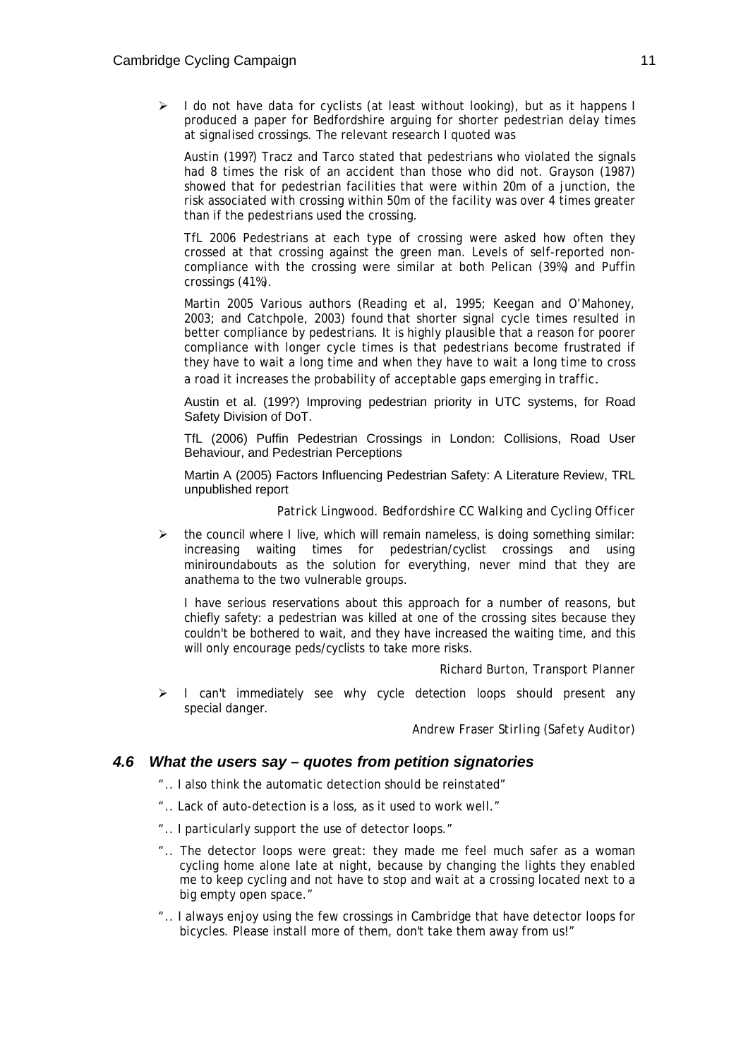- I do not have data for cyclists (at least without looking), but as it happens I produced a paper for Bedfordshire arguing for shorter pedestrian delay times at signalised crossings. The relevant research I quoted was

  Austin (199?) Tracz and Tarco stated that pedestrians who violated the signals had 8 times the risk of an accident than those who did not. Grayson (1987) showed that for pedestrian facilities that were within 20m of a junction, the risk associated with crossing within 50m of the facility was over 4 times greater than if the pedestrians used the crossing.

  TfL 2006 Pedestrians at each type of crossing were asked how often they crossed at that crossing against the green man. Levels of self-reported non-compliance with the crossing were similar at both Pelican (39%) and Puffin crossings (41%).

  Martin 2005 Various authors (Reading et al, 1995; Keegan and O'Mahoney, 2003; and Catchpole, 2003) found that shorter signal cycle times resulted in better compliance by pedestrians. It is highly plausible that a reason for poorer compliance with longer cycle times is that pedestrians become frustrated if they have to wait a long time and when they have to wait a long time to cross a road it increases the probability of acceptable gaps emerging in traffic.

  Austin et al. (199?) Improving pedestrian priority in UTC systems, for Road Safety Division of DoT.

  TfL (2006) Puffin Pedestrian Crossings in London: Collisions, Road User Behaviour, and Pedestrian Perceptions

  Martin A (2005) Factors Influencing Pedestrian Safety: A Literature Review, TRL unpublished report

  *Patrick Lingwood. Bedfordshire CC Walking and Cycling Officer*

- the council where I live, which will remain nameless, is doing something similar: increasing waiting times for pedestrian/cyclist crossings and using miniroundabouts as the solution for everything, never mind that they are anathema to the two vulnerable groups.

  I have serious reservations about this approach for a number of reasons, but chiefly safety: a pedestrian was killed at one of the crossing sites because they couldn't be bothered to wait, and they have increased the waiting time, and this will only encourage peds/cyclists to take more risks.

  *Richard Burton, Transport Planner*

- I can't immediately see why cycle detection loops should present any special danger.

  *Andrew Fraser Stirling (Safety Auditor)*

### 4.6 What the users say – quotes from petition signatories

".. I also think the automatic detection should be reinstated"

".. Lack of auto-detection is a loss, as it used to work well."

".. I particularly support the use of detector loops."

".. The detector loops were great: they made me feel much safer as a woman cycling home alone late at night, because by changing the lights they enabled me to keep cycling and not have to stop and wait at a crossing located next to a big empty open space."

".. I always enjoy using the few crossings in Cambridge that have detector loops for bicycles. Please install more of them, don't take them away from us!"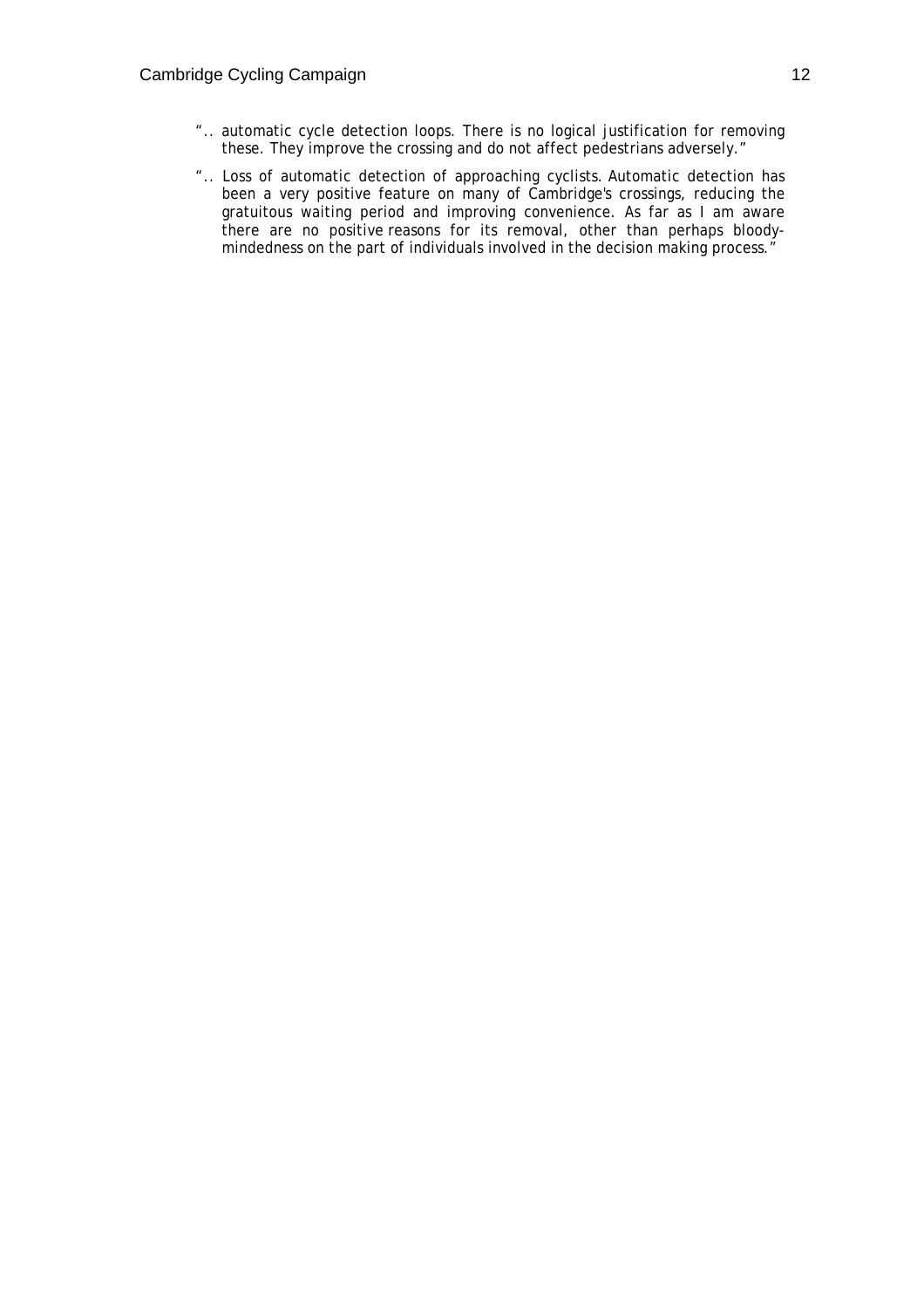- ".. automatic cycle detection loops. There is no logical justification for removing these. They improve the crossing and do not affect pedestrians adversely."
- ".. Loss of automatic detection of approaching cyclists. Automatic detection has been a very positive feature on many of Cambridge's crossings, reducing the gratuitous waiting period and improving convenience. As far as I am aware there are no positive reasons for its removal, other than perhaps bloody-mindedness on the part of individuals involved in the decision making process."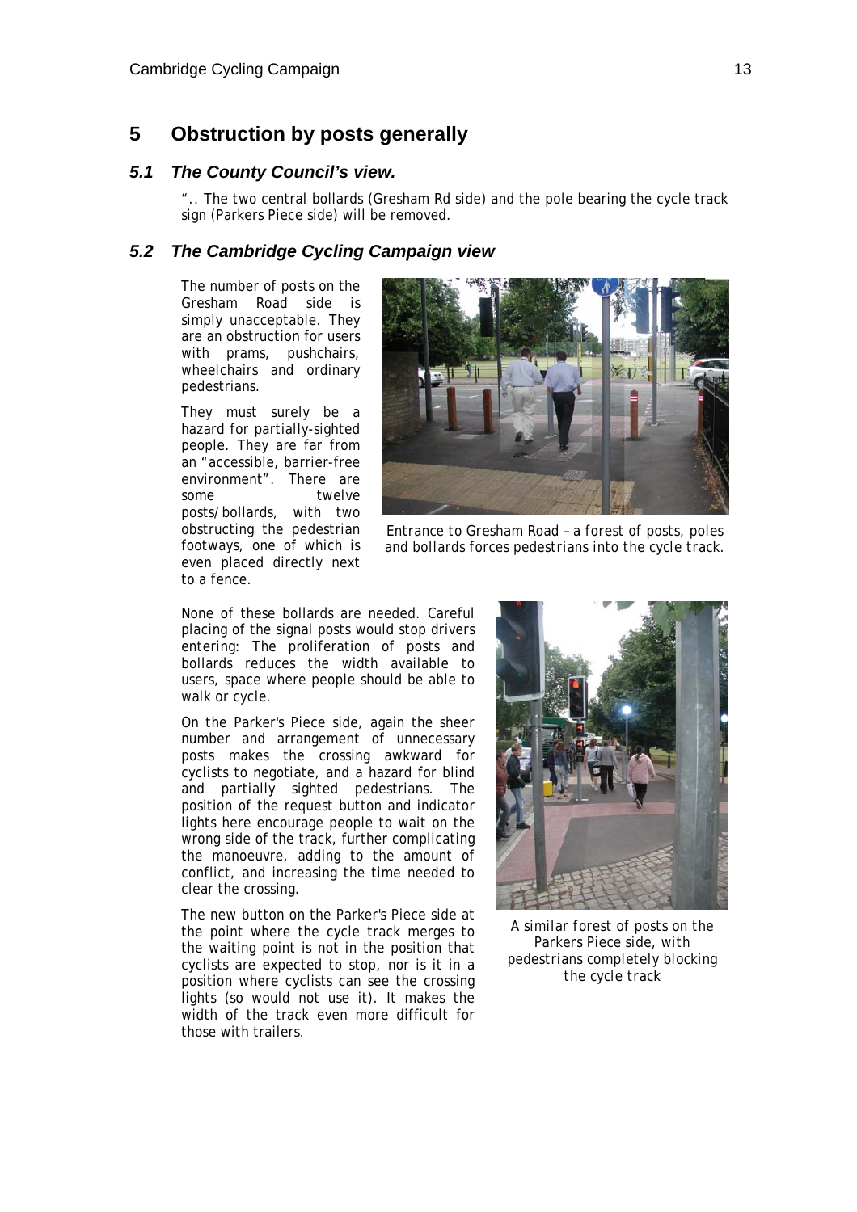## 5 Obstruction by posts generally

### 5.1 The County Council's view.

".. The two central bollards (Gresham Rd side) and the pole bearing the cycle track sign (Parkers Piece side) will be removed.

### 5.2 The Cambridge Cycling Campaign view

The number of posts on the Gresham Road side is simply unacceptable. They are an obstruction for users with prams, pushchairs, wheelchairs and ordinary pedestrians.

They must surely be a hazard for partially-sighted people. They are far from an "accessible, barrier-free environment". There are some twelve posts/bollards, with two obstructing the pedestrian footways, one of which is even placed directly next to a fence.

Entrance to Gresham Road – a forest of posts, poles and bollards forces pedestrians into the cycle track.

None of these bollards are needed. Careful placing of the signal posts would stop drivers entering: The proliferation of posts and bollards reduces the width available to users, space where people should be able to walk or cycle.

On the Parker's Piece side, again the sheer number and arrangement of unnecessary posts makes the crossing awkward for cyclists to negotiate, and a hazard for blind and partially sighted pedestrians. The position of the request button and indicator lights here encourage people to wait on the wrong side of the track, further complicating the manoeuvre, adding to the amount of conflict, and increasing the time needed to clear the crossing.

The new button on the Parker's Piece side at the point where the cycle track merges to the waiting point is not in the position that cyclists are expected to stop, nor is it in a position where cyclists can see the crossing lights (so would not use it). It makes the width of the track even more difficult for those with trailers.

A similar forest of posts on the Parkers Piece side, with pedestrians completely blocking the cycle track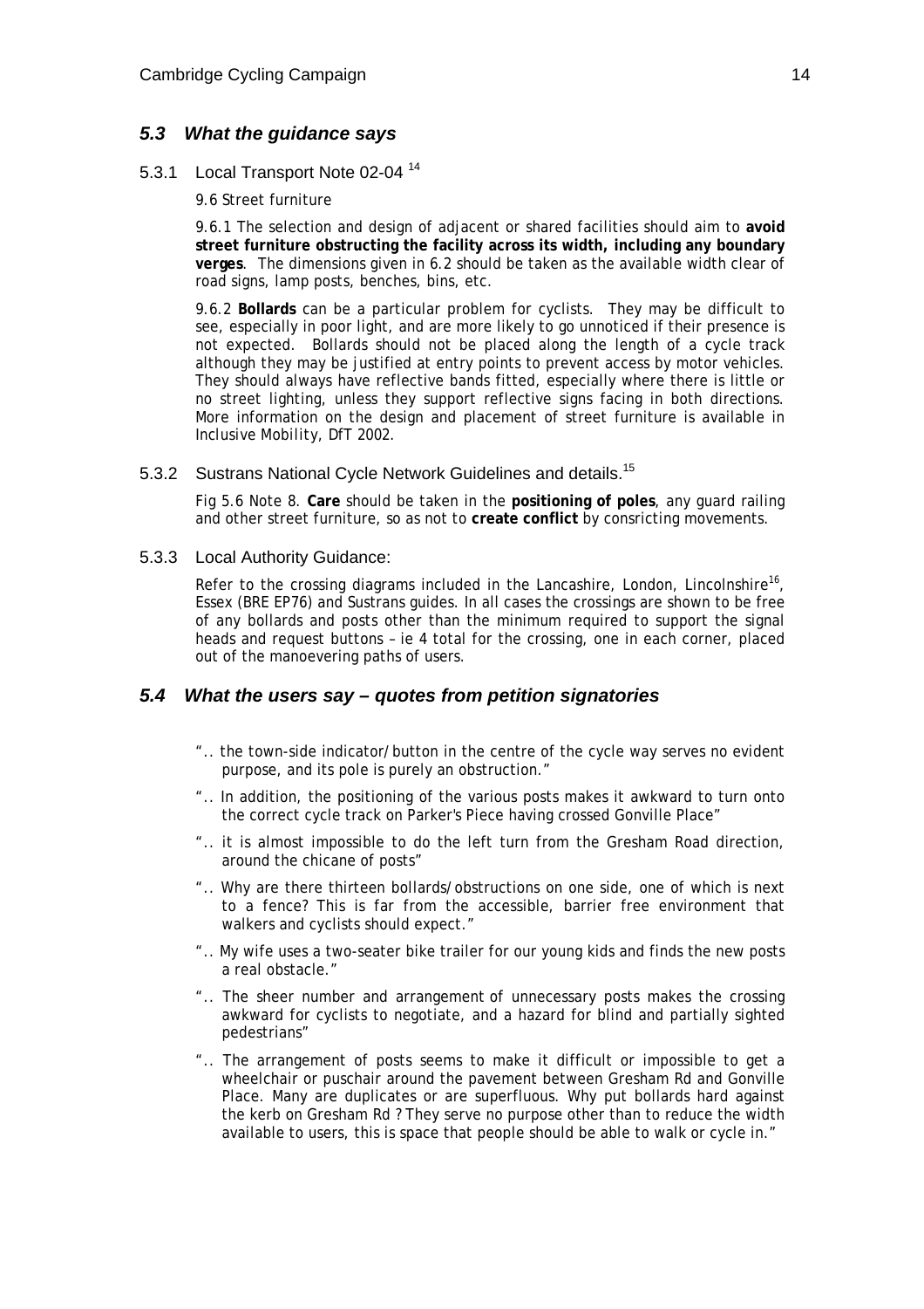## *5.3 What the guidance says*

### 5.3.1 Local Transport Note 02-04 [14]

*9.6 Street furniture*

*9.6.1 The selection and design of adjacent or shared facilities should aim to* ***avoid street furniture obstructing the facility across its width, including any boundary verges****. The dimensions given in 6.2 should be taken as the available width clear of road signs, lamp posts, benches, bins, etc.*

*9.6.2* ***Bollards*** *can be a particular problem for cyclists. They may be difficult to see, especially in poor light, and are more likely to go unnoticed if their presence is not expected. Bollards should not be placed along the length of a cycle track although they may be justified at entry points to prevent access by motor vehicles. They should always have reflective bands fitted, especially where there is little or no street lighting, unless they support reflective signs facing in both directions. More information on the design and placement of street furniture is available in Inclusive Mobility, DfT 2002.*

### 5.3.2 Sustrans National Cycle Network Guidelines and details.[15]

*Fig 5.6 Note 8.* ***Care*** *should be taken in the* ***positioning of poles****, any guard railing and other street furniture, so as not to* ***create conflict*** *by consricting movements.*

### 5.3.3 Local Authority Guidance:

*Refer to the crossing diagrams included in the Lancashire, London, Lincolnshire[16], Essex (BRE EP76) and Sustrans guides. In all cases the crossings are shown to be free of any bollards and posts other than the minimum required to support the signal heads and request buttons – ie 4 total for the crossing, one in each corner, placed out of the manoevering paths of users.*

## *5.4 What the users say – quotes from petition signatories*

- *".. the town-side indicator/button in the centre of the cycle way serves no evident purpose, and its pole is purely an obstruction."*
- *".. In addition, the positioning of the various posts makes it awkward to turn onto the correct cycle track on Parker's Piece having crossed Gonville Place"*
- *".. it is almost impossible to do the left turn from the Gresham Road direction, around the chicane of posts"*
- *".. Why are there thirteen bollards/obstructions on one side, one of which is next to a fence? This is far from the accessible, barrier free environment that walkers and cyclists should expect."*
- *".. My wife uses a two-seater bike trailer for our young kids and finds the new posts a real obstacle."*
- *".. The sheer number and arrangement of unnecessary posts makes the crossing awkward for cyclists to negotiate, and a hazard for blind and partially sighted pedestrians"*
- *".. The arrangement of posts seems to make it difficult or impossible to get a wheelchair or puschair around the pavement between Gresham Rd and Gonville Place. Many are duplicates or are superfluous. Why put bollards hard against the kerb on Gresham Rd ? They serve no purpose other than to reduce the width available to users, this is space that people should be able to walk or cycle in."*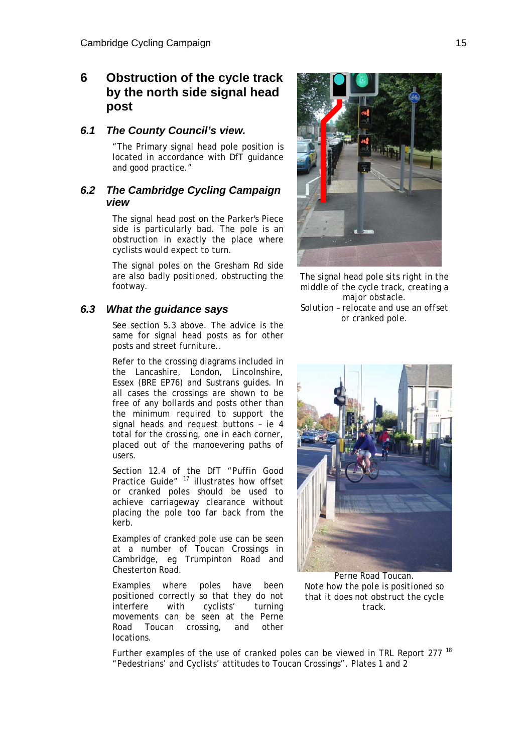## 6 Obstruction of the cycle track by the north side signal head post

### 6.1 *The County Council's view.*

"The Primary signal head pole position is located in accordance with DfT guidance and good practice."

### 6.2 *The Cambridge Cycling Campaign view*

The signal head post on the Parker's Piece side is particularly bad. The pole is an obstruction in exactly the place where cyclists would expect to turn.

The signal poles on the Gresham Rd side are also badly positioned, obstructing the footway.

### 6.3 *What the guidance says*

See section 5.3 above. The advice is the same for signal head posts as for other posts and street furniture..

Refer to the crossing diagrams included in the Lancashire, London, Lincolnshire, Essex (BRE EP76) and Sustrans guides. In all cases the crossings are shown to be free of any bollards and posts other than the minimum required to support the signal heads and request buttons – ie 4 total for the crossing, one in each corner, placed out of the manoevering paths of users.

Section 12.4 of the DfT "Puffin Good Practice Guide" [17] illustrates how offset or cranked poles should be used to achieve carriageway clearance without placing the pole too far back from the kerb.

Examples of cranked pole use can be seen at a number of Toucan Crossings in Cambridge, eg Trumpinton Road and Chesterton Road.

Examples where poles have been positioned correctly so that they do not interfere with cyclists' turning movements can be seen at the Perne Road Toucan crossing, and other locations.

The signal head pole sits right in the middle of the cycle track, creating a major obstacle.
Solution – relocate and use an offset or cranked pole.

Perne Road Toucan.
Note how the pole is positioned so that it does not obstruct the cycle track.

Further examples of the use of cranked poles can be viewed in TRL Report 277 [18] "Pedestrians' and Cyclists' attitudes to Toucan Crossings". Plates 1 and 2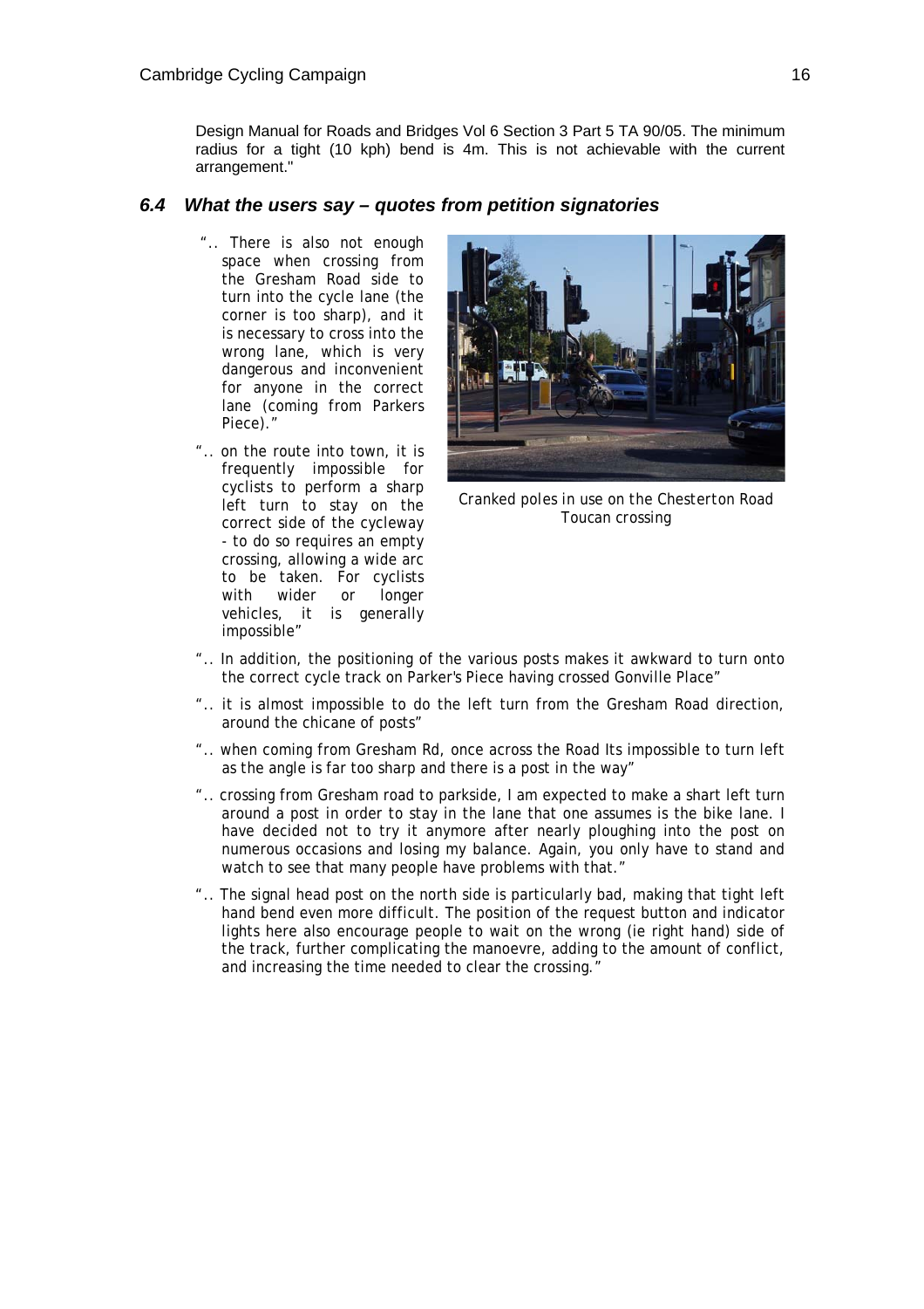Design Manual for Roads and Bridges Vol 6 Section 3 Part 5 TA 90/05. The minimum radius for a tight (10 kph) bend is 4m. This is not achievable with the current arrangement."

### 6.4 What the users say – quotes from petition signatories

".. There is also not enough space when crossing from the Gresham Road side to turn into the cycle lane (the corner is too sharp), and it is necessary to cross into the wrong lane, which is very dangerous and inconvenient for anyone in the correct lane (coming from Parkers Piece)."

".. on the route into town, it is frequently impossible for cyclists to perform a sharp left turn to stay on the correct side of the cycleway - to do so requires an empty crossing, allowing a wide arc to be taken. For cyclists with wider or longer vehicles, it is generally impossible"

Cranked poles in use on the Chesterton Road Toucan crossing

".. In addition, the positioning of the various posts makes it awkward to turn onto the correct cycle track on Parker's Piece having crossed Gonville Place"

".. it is almost impossible to do the left turn from the Gresham Road direction, around the chicane of posts"

".. when coming from Gresham Rd, once across the Road Its impossible to turn left as the angle is far too sharp and there is a post in the way"

".. crossing from Gresham road to parkside, I am expected to make a shart left turn around a post in order to stay in the lane that one assumes is the bike lane. I have decided not to try it anymore after nearly ploughing into the post on numerous occasions and losing my balance. Again, you only have to stand and watch to see that many people have problems with that."

".. The signal head post on the north side is particularly bad, making that tight left hand bend even more difficult. The position of the request button and indicator lights here also encourage people to wait on the wrong (ie right hand) side of the track, further complicating the manoevre, adding to the amount of conflict, and increasing the time needed to clear the crossing."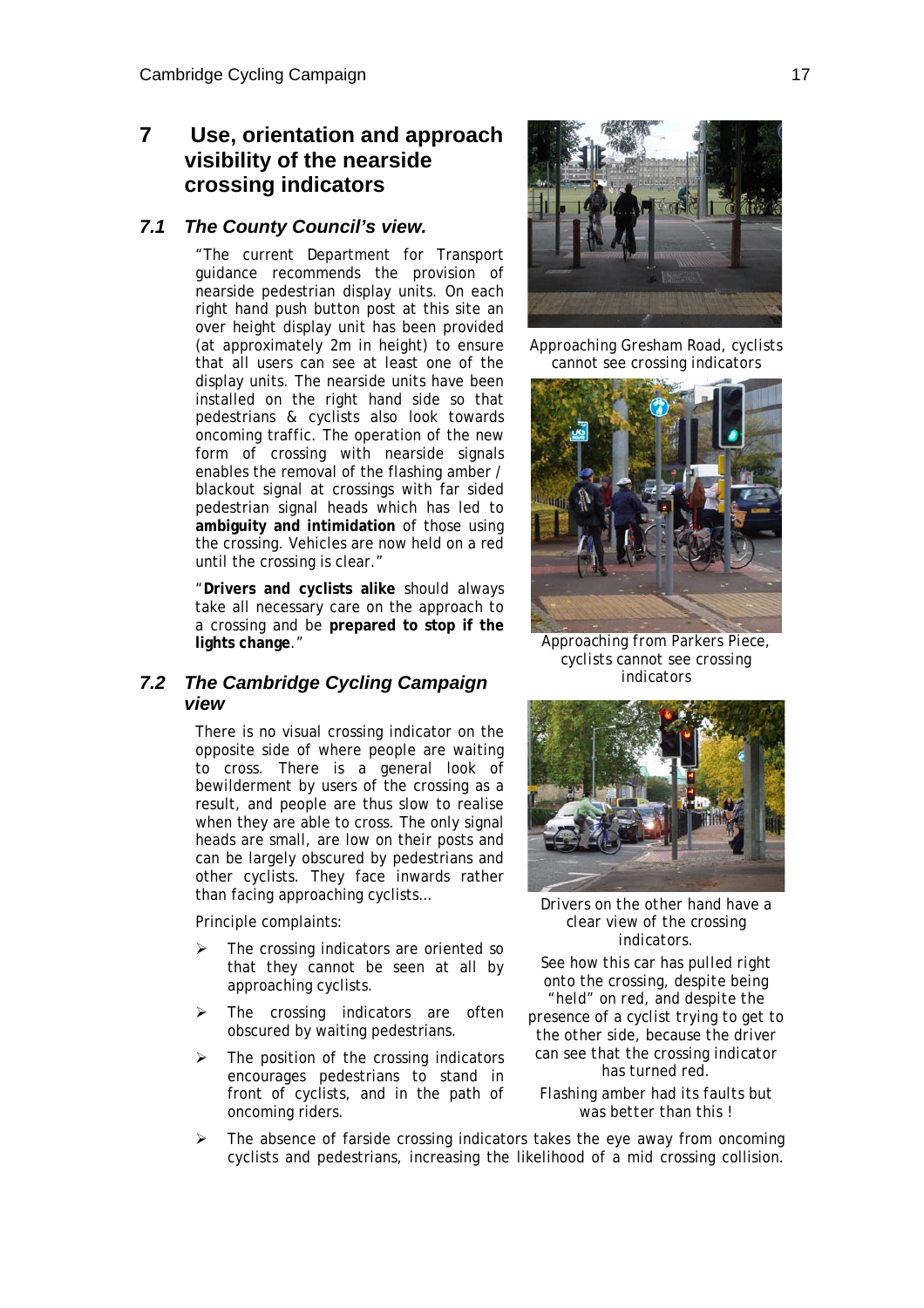## 7 Use, orientation and approach visibility of the nearside crossing indicators

### 7.1 *The County Council's view.*

"The current Department for Transport guidance recommends the provision of nearside pedestrian display units. On each right hand push button post at this site an over height display unit has been provided (at approximately 2m in height) to ensure that all users can see at least one of the display units. The nearside units have been installed on the right hand side so that pedestrians & cyclists also look towards oncoming traffic. The operation of the new form of crossing with nearside signals enables the removal of the flashing amber / blackout signal at crossings with far sided pedestrian signal heads which has led to **ambiguity and intimidation** of those using the crossing. Vehicles are now held on a red until the crossing is clear."

"**Drivers and cyclists alike** should always take all necessary care on the approach to a crossing and be **prepared to stop if the lights change**."

### 7.2 *The Cambridge Cycling Campaign view*

There is no visual crossing indicator on the opposite side of where people are waiting to cross. There is a general look of bewilderment by users of the crossing as a result, and people are thus slow to realise when they are able to cross. The only signal heads are small, are low on their posts and can be largely obscured by pedestrians and other cyclists. They face inwards rather than facing approaching cyclists…

Principle complaints:

- The crossing indicators are oriented so that they cannot be seen at all by approaching cyclists.
- The crossing indicators are often obscured by waiting pedestrians.
- The position of the crossing indicators encourages pedestrians to stand in front of cyclists, and in the path of oncoming riders.
- The absence of farside crossing indicators takes the eye away from oncoming cyclists and pedestrians, increasing the likelihood of a mid crossing collision.

Approaching Gresham Road, cyclists cannot see crossing indicators

Approaching from Parkers Piece, cyclists cannot see crossing indicators

Drivers on the other hand have a clear view of the crossing indicators.

See how this car has pulled right onto the crossing, despite being "held" on red, and despite the presence of a cyclist trying to get to the other side, because the driver can see that the crossing indicator has turned red.

Flashing amber had its faults but was better than this !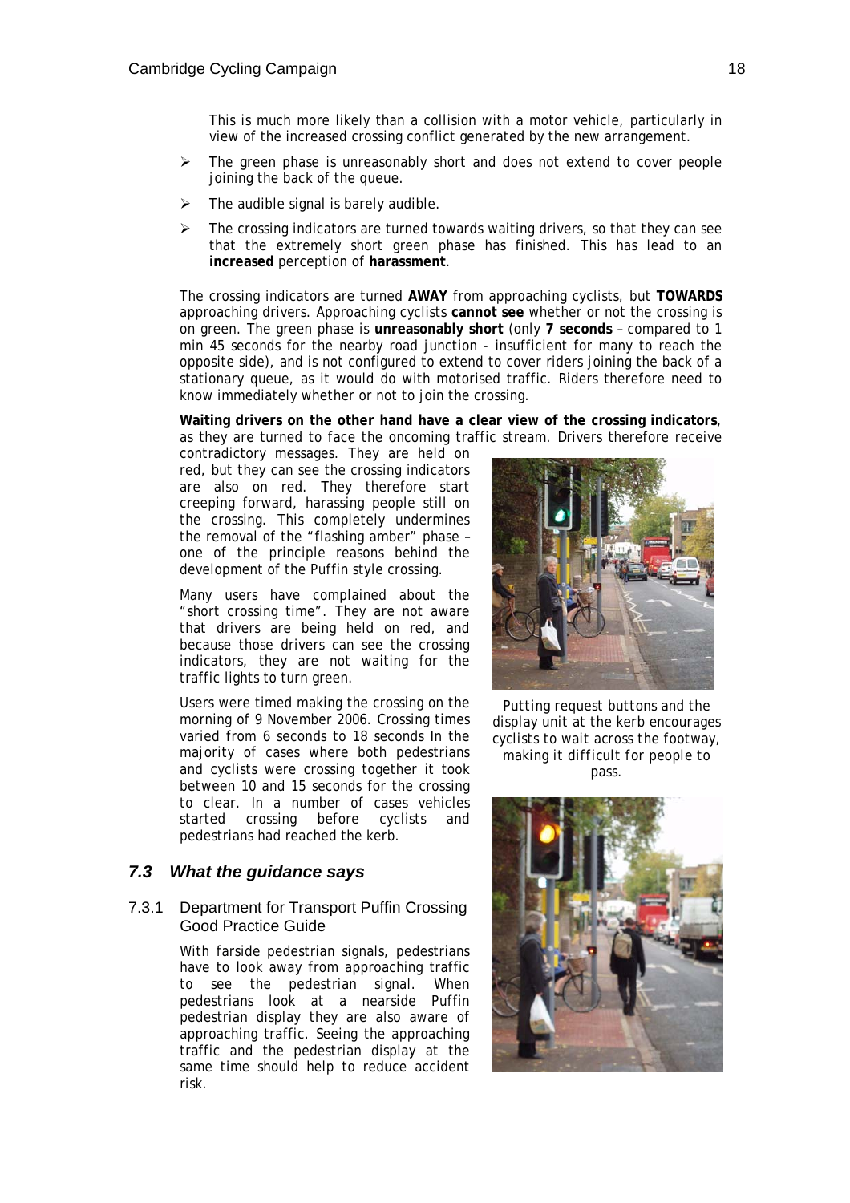This is much more likely than a collision with a motor vehicle, particularly in view of the increased crossing conflict generated by the new arrangement.

- The green phase is unreasonably short and does not extend to cover people joining the back of the queue.
- The audible signal is barely audible.
- The crossing indicators are turned towards waiting drivers, so that they can see that the extremely short green phase has finished. This has lead to an **increased** perception of **harassment**.

The crossing indicators are turned **AWAY** from approaching cyclists, but **TOWARDS** approaching drivers. Approaching cyclists **cannot see** whether or not the crossing is on green. The green phase is **unreasonably short** (only **7 seconds** – compared to 1 min 45 seconds for the nearby road junction - insufficient for many to reach the opposite side), and is not configured to extend to cover riders joining the back of a stationary queue, as it would do with motorised traffic. Riders therefore need to know immediately whether or not to join the crossing.

**Waiting drivers on the other hand have a clear view of the crossing indicators**, as they are turned to face the oncoming traffic stream. Drivers therefore receive contradictory messages. They are held on red, but they can see the crossing indicators are also on red. They therefore start creeping forward, harassing people still on the crossing. This completely undermines the removal of the "flashing amber" phase – one of the principle reasons behind the development of the Puffin style crossing.

Many users have complained about the "short crossing time". They are not aware that drivers are being held on red, and because those drivers can see the crossing indicators, they are not waiting for the traffic lights to turn green.

Users were timed making the crossing on the morning of 9 November 2006. Crossing times varied from 6 seconds to 18 seconds In the majority of cases where both pedestrians and cyclists were crossing together it took between 10 and 15 seconds for the crossing to clear. In a number of cases vehicles started crossing before cyclists and pedestrians had reached the kerb.

*Putting request buttons and the display unit at the kerb encourages cyclists to wait across the footway, making it difficult for people to pass.*

## 7.3 What the guidance says

### 7.3.1 Department for Transport Puffin Crossing Good Practice Guide

With farside pedestrian signals, pedestrians have to look away from approaching traffic to see the pedestrian signal. When pedestrians look at a nearside Puffin pedestrian display they are also aware of approaching traffic. Seeing the approaching traffic and the pedestrian display at the same time should help to reduce accident risk.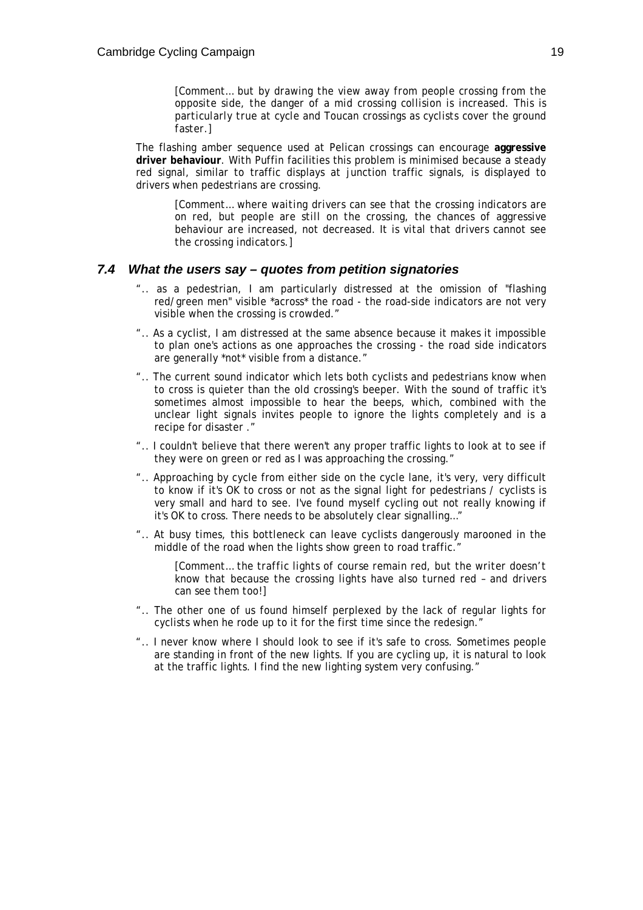*[Comment… but by drawing the view away from people crossing from the opposite side, the danger of a mid crossing collision is increased. This is particularly true at cycle and Toucan crossings as cyclists cover the ground faster.]*

The flashing amber sequence used at Pelican crossings can encourage **aggressive driver behaviour**. With Puffin facilities this problem is minimised because a steady red signal, similar to traffic displays at junction traffic signals, is displayed to drivers when pedestrians are crossing.

*[Comment… where waiting drivers can see that the crossing indicators are on red, but people are still on the crossing, the chances of aggressive behaviour are increased, not decreased. It is vital that drivers cannot see the crossing indicators.]*

### 7.4 What the users say – quotes from petition signatories

".. as a pedestrian, I am particularly distressed at the omission of "flashing red/green men" visible *across* the road - the road-side indicators are not very visible when the crossing is crowded."

".. As a cyclist, I am distressed at the same absence because it makes it impossible to plan one's actions as one approaches the crossing - the road side indicators are generally *not* visible from a distance."

".. The current sound indicator which lets both cyclists and pedestrians know when to cross is quieter than the old crossing's beeper. With the sound of traffic it's sometimes almost impossible to hear the beeps, which, combined with the unclear light signals invites people to ignore the lights completely and is a recipe for disaster ."

".. I couldn't believe that there weren't any proper traffic lights to look at to see if they were on green or red as I was approaching the crossing."

".. Approaching by cycle from either side on the cycle lane, it's very, very difficult to know if it's OK to cross or not as the signal light for pedestrians / cyclists is very small and hard to see. I've found myself cycling out not really knowing if it's OK to cross. There needs to be absolutely clear signalling…"

".. At busy times, this bottleneck can leave cyclists dangerously marooned in the middle of the road when the lights show green to road traffic."

*[Comment… the traffic lights of course remain red, but the writer doesn't know that because the crossing lights have also turned red – and drivers can see them too!]*

".. The other one of us found himself perplexed by the lack of regular lights for cyclists when he rode up to it for the first time since the redesign."

".. I never know where I should look to see if it's safe to cross. Sometimes people are standing in front of the new lights. If you are cycling up, it is natural to look at the traffic lights. I find the new lighting system very confusing."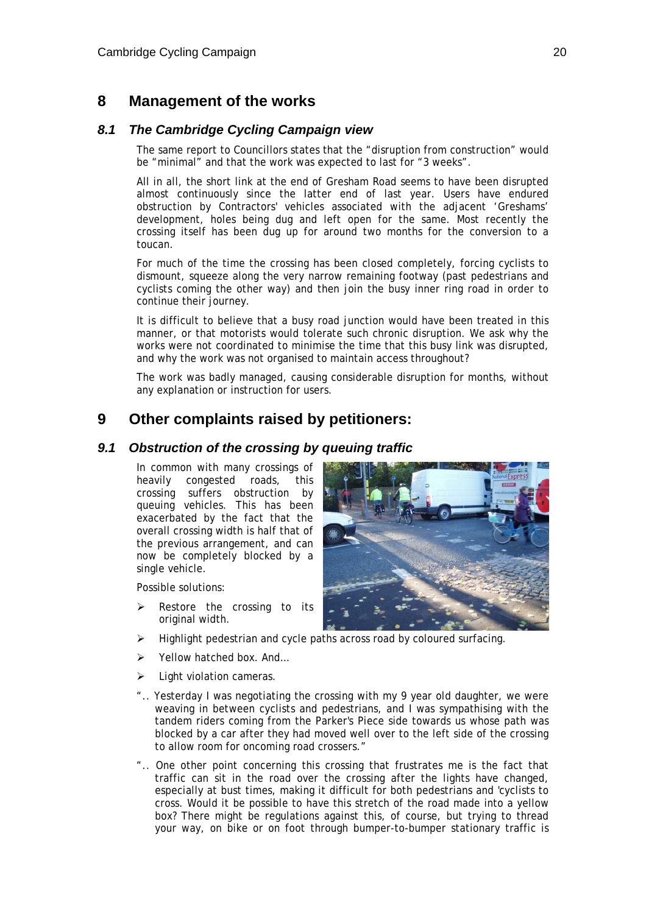# 8 Management of the works

## 8.1 *The Cambridge Cycling Campaign view*

The same report to Councillors states that the "disruption from construction" would be "minimal" and that the work was expected to last for "3 weeks".

All in all, the short link at the end of Gresham Road seems to have been disrupted almost continuously since the latter end of last year. Users have endured obstruction by Contractors' vehicles associated with the adjacent 'Greshams' development, holes being dug and left open for the same. Most recently the crossing itself has been dug up for around two months for the conversion to a toucan.

For much of the time the crossing has been closed completely, forcing cyclists to dismount, squeeze along the very narrow remaining footway (past pedestrians and cyclists coming the other way) and then join the busy inner ring road in order to continue their journey.

It is difficult to believe that a busy road junction would have been treated in this manner, or that motorists would tolerate such chronic disruption. We ask why the works were not coordinated to minimise the time that this busy link was disrupted, and why the work was not organised to maintain access throughout?

The work was badly managed, causing considerable disruption for months, without any explanation or instruction for users.

# 9 Other complaints raised by petitioners:

## 9.1 *Obstruction of the crossing by queuing traffic*

In common with many crossings of heavily congested roads, this crossing suffers obstruction by queuing vehicles. This has been exacerbated by the fact that the overall crossing width is half that of the previous arrangement, and can now be completely blocked by a single vehicle.

Possible solutions:

- Restore the crossing to its original width.
- Highlight pedestrian and cycle paths across road by coloured surfacing.
- Yellow hatched box. And…
- Light violation cameras.

".. Yesterday I was negotiating the crossing with my 9 year old daughter, we were weaving in between cyclists and pedestrians, and I was sympathising with the tandem riders coming from the Parker's Piece side towards us whose path was blocked by a car after they had moved well over to the left side of the crossing to allow room for oncoming road crossers."

".. One other point concerning this crossing that frustrates me is the fact that traffic can sit in the road over the crossing after the lights have changed, especially at bust times, making it difficult for both pedestrians and 'cyclists to cross. Would it be possible to have this stretch of the road made into a yellow box? There might be regulations against this, of course, but trying to thread your way, on bike or on foot through bumper-to-bumper stationary traffic is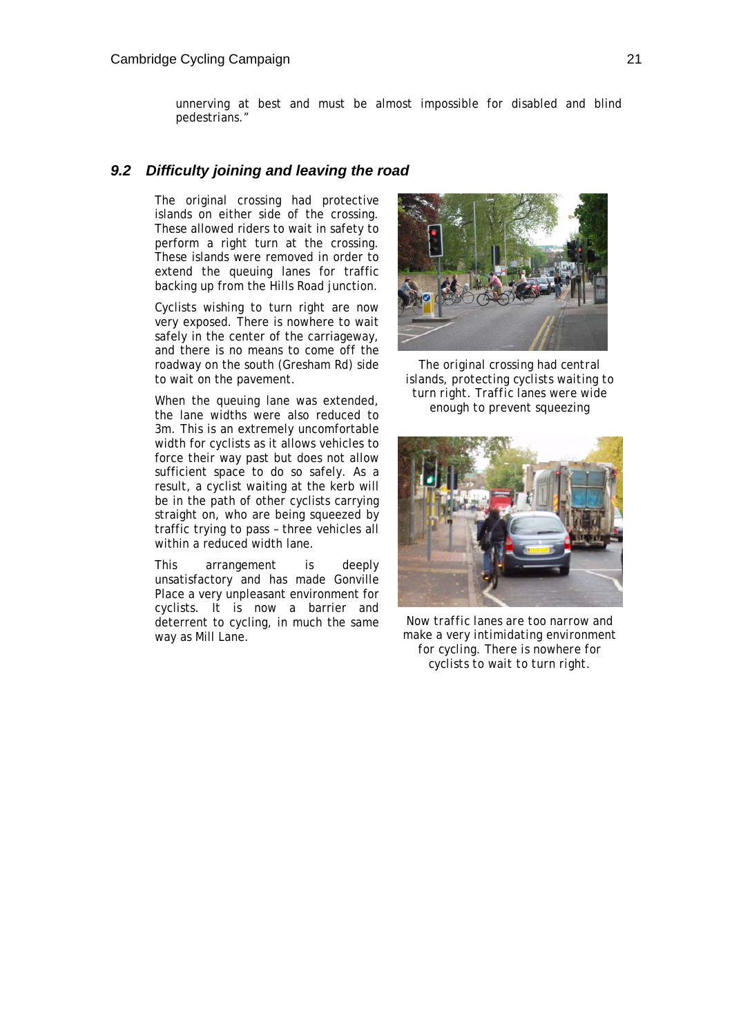unnerving at best and must be almost impossible for disabled and blind pedestrians."

### 9.2 Difficulty joining and leaving the road

The original crossing had protective islands on either side of the crossing. These allowed riders to wait in safety to perform a right turn at the crossing. These islands were removed in order to extend the queuing lanes for traffic backing up from the Hills Road junction.

Cyclists wishing to turn right are now very exposed. There is nowhere to wait safely in the center of the carriageway, and there is no means to come off the roadway on the south (Gresham Rd) side to wait on the pavement.

When the queuing lane was extended, the lane widths were also reduced to 3m. This is an extremely uncomfortable width for cyclists as it allows vehicles to force their way past but does not allow sufficient space to do so safely. As a result, a cyclist waiting at the kerb will be in the path of other cyclists carrying straight on, who are being squeezed by traffic trying to pass – three vehicles all within a reduced width lane.

This arrangement is deeply unsatisfactory and has made Gonville Place a very unpleasant environment for cyclists. It is now a barrier and deterrent to cycling, in much the same way as Mill Lane.

*The original crossing had central islands, protecting cyclists waiting to turn right. Traffic lanes were wide enough to prevent squeezing*

*Now traffic lanes are too narrow and make a very intimidating environment for cycling. There is nowhere for cyclists to wait to turn right.*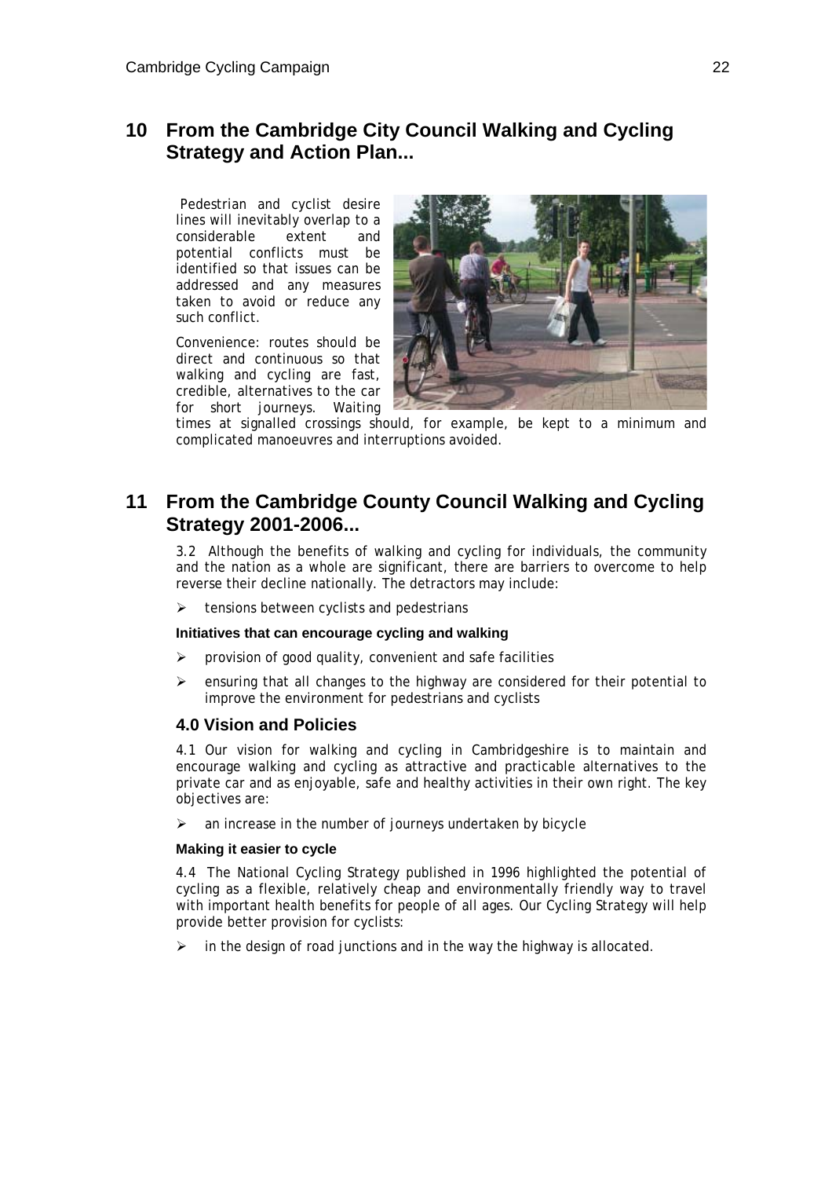## 10 From the Cambridge City Council Walking and Cycling Strategy and Action Plan...

Pedestrian and cyclist desire lines will inevitably overlap to a considerable extent and potential conflicts must be identified so that issues can be addressed and any measures taken to avoid or reduce any such conflict.

Convenience: routes should be direct and continuous so that walking and cycling are fast, credible, alternatives to the car for short journeys. Waiting times at signalled crossings should, for example, be kept to a minimum and complicated manoeuvres and interruptions avoided.

## 11 From the Cambridge County Council Walking and Cycling Strategy 2001-2006...

3.2 Although the benefits of walking and cycling for individuals, the community and the nation as a whole are significant, there are barriers to overcome to help reverse their decline nationally. The detractors may include:

- tensions between cyclists and pedestrians

**Initiatives that can encourage cycling and walking**

- provision of good quality, convenient and safe facilities
- ensuring that all changes to the highway are considered for their potential to improve the environment for pedestrians and cyclists

### 4.0 Vision and Policies

4.1 Our vision for walking and cycling in Cambridgeshire is to maintain and encourage walking and cycling as attractive and practicable alternatives to the private car and as enjoyable, safe and healthy activities in their own right. The key objectives are:

- an increase in the number of journeys undertaken by bicycle

**Making it easier to cycle**

4.4 The National Cycling Strategy published in 1996 highlighted the potential of cycling as a flexible, relatively cheap and environmentally friendly way to travel with important health benefits for people of all ages. Our Cycling Strategy will help provide better provision for cyclists:

- in the design of road junctions and in the way the highway is allocated.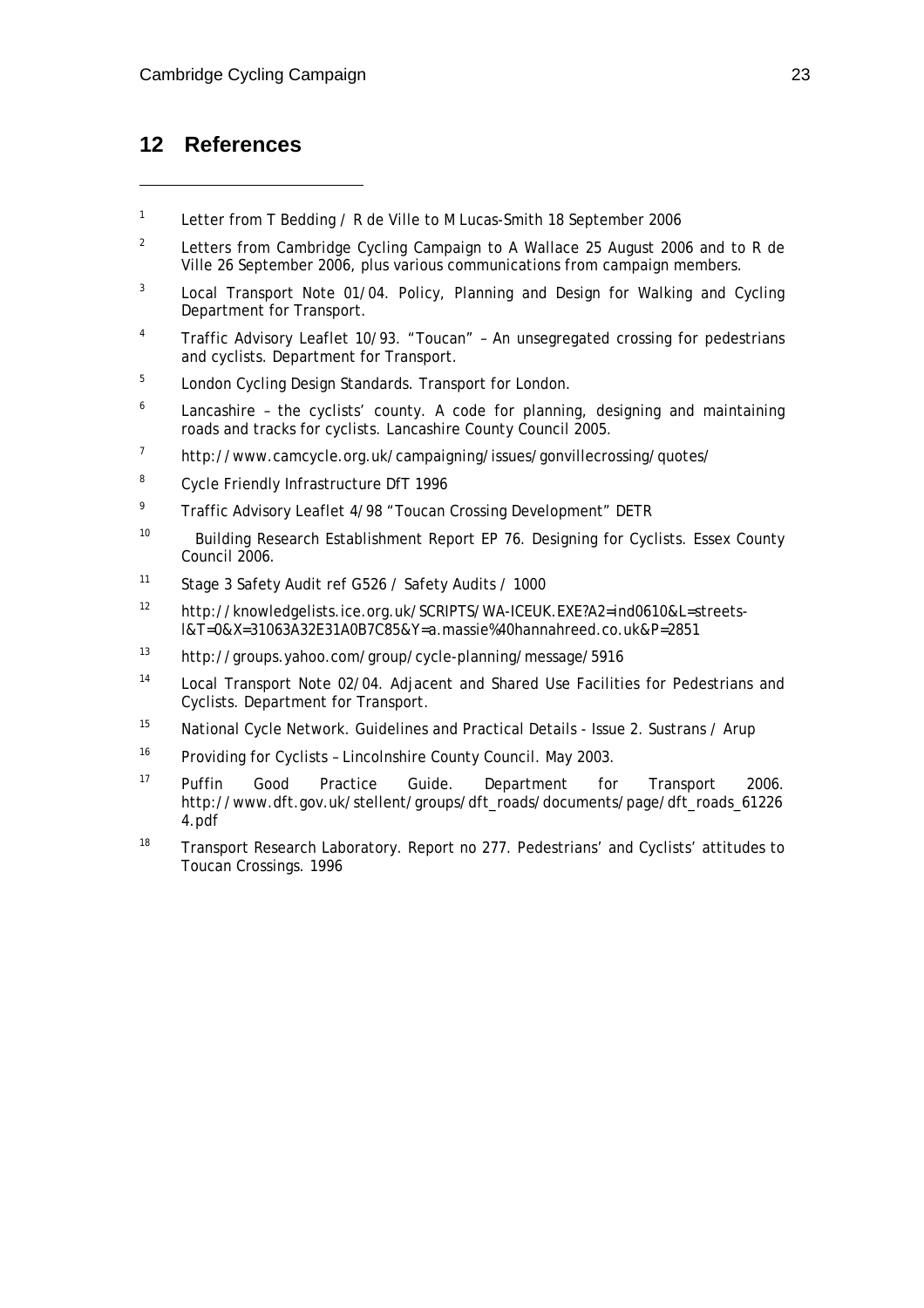## 12 References

[1] Letter from T Bedding / R de Ville to M Lucas-Smith 18 September 2006

[2] Letters from Cambridge Cycling Campaign to A Wallace 25 August 2006 and to R de Ville 26 September 2006, plus various communications from campaign members.

[3] Local Transport Note 01/04. Policy, Planning and Design for Walking and Cycling Department for Transport.

[4] Traffic Advisory Leaflet 10/93. "Toucan" – An unsegregated crossing for pedestrians and cyclists. Department for Transport.

[5] London Cycling Design Standards. Transport for London.

[6] Lancashire – the cyclists' county. A code for planning, designing and maintaining roads and tracks for cyclists. Lancashire County Council 2005.

[7] http://www.camcycle.org.uk/campaigning/issues/gonvillecrossing/quotes/

[8] Cycle Friendly Infrastructure DfT 1996

[9] Traffic Advisory Leaflet 4/98 "Toucan Crossing Development" DETR

[10] Building Research Establishment Report EP 76. Designing for Cyclists. Essex County Council 2006.

[11] Stage 3 Safety Audit ref G526 / Safety Audits / 1000

[12] http://knowledgelists.ice.org.uk/SCRIPTS/WA-ICEUK.EXE?A2=ind0610&L=streets-l&T=0&X=31063A32E31A0B7C85&Y=a.massie%40hannahreed.co.uk&P=2851

[13] http://groups.yahoo.com/group/cycle-planning/message/5916

[14] Local Transport Note 02/04. Adjacent and Shared Use Facilities for Pedestrians and Cyclists. Department for Transport.

[15] National Cycle Network. Guidelines and Practical Details - Issue 2. Sustrans / Arup

[16] Providing for Cyclists – Lincolnshire County Council. May 2003.

[17] Puffin Good Practice Guide. Department for Transport 2006. http://www.dft.gov.uk/stellent/groups/dft_roads/documents/page/dft_roads_612264.pdf

[18] Transport Research Laboratory. Report no 277. Pedestrians' and Cyclists' attitudes to Toucan Crossings. 1996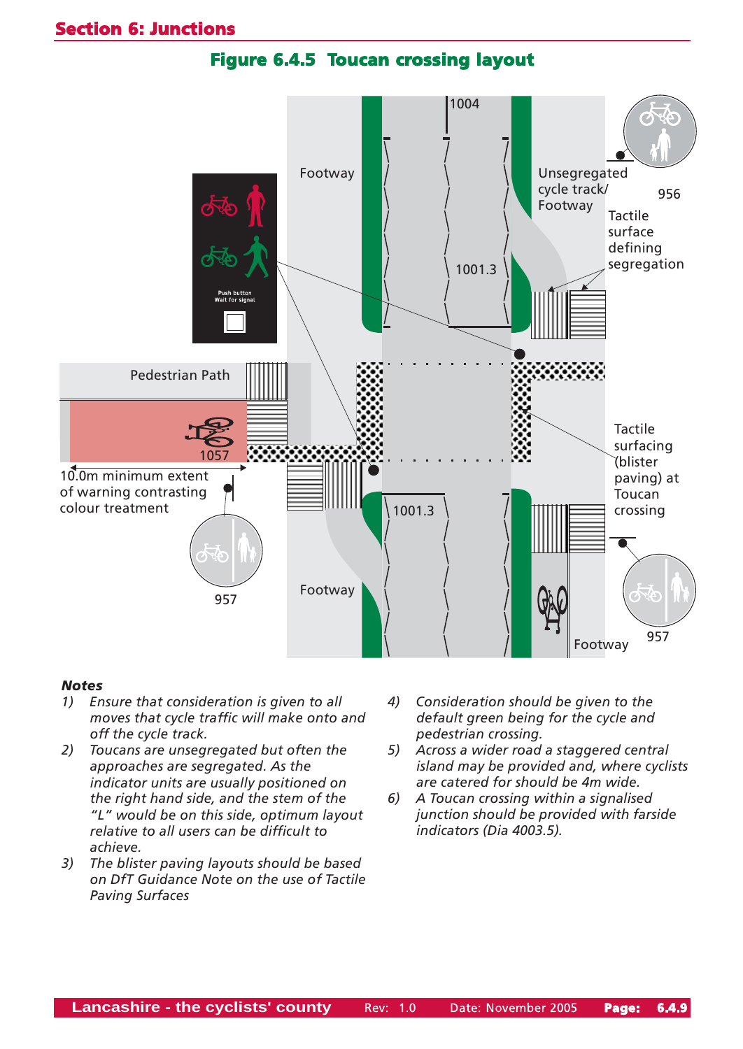## Figure 6.4.5 Toucan crossing layout

Footway

1004

Unsegregated cycle track/ Footway

956

Tactile surface defining segregation

Push button
Wait for signal

1001.3

Pedestrian Path

1057

10.0m minimum extent of warning contrasting colour treatment

Tactile surfacing (blister paving) at Toucan crossing

1001.3

957

Footway

Footway

957

### Notes

1) Ensure that consideration is given to all moves that cycle traffic will make onto and off the cycle track.
2) Toucans are unsegregated but often the approaches are segregated. As the indicator units are usually positioned on the right hand side, and the stem of the "L" would be on this side, optimum layout relative to all users can be difficult to achieve.
3) The blister paving layouts should be based on DfT Guidance Note on the use of Tactile Paving Surfaces
4) Consideration should be given to the default green being for the cycle and pedestrian crossing.
5) Across a wider road a staggered central island may be provided and, where cyclists are catered for should be 4m wide.
6) A Toucan crossing within a signalised junction should be provided with farside indicators (Dia 4003.5).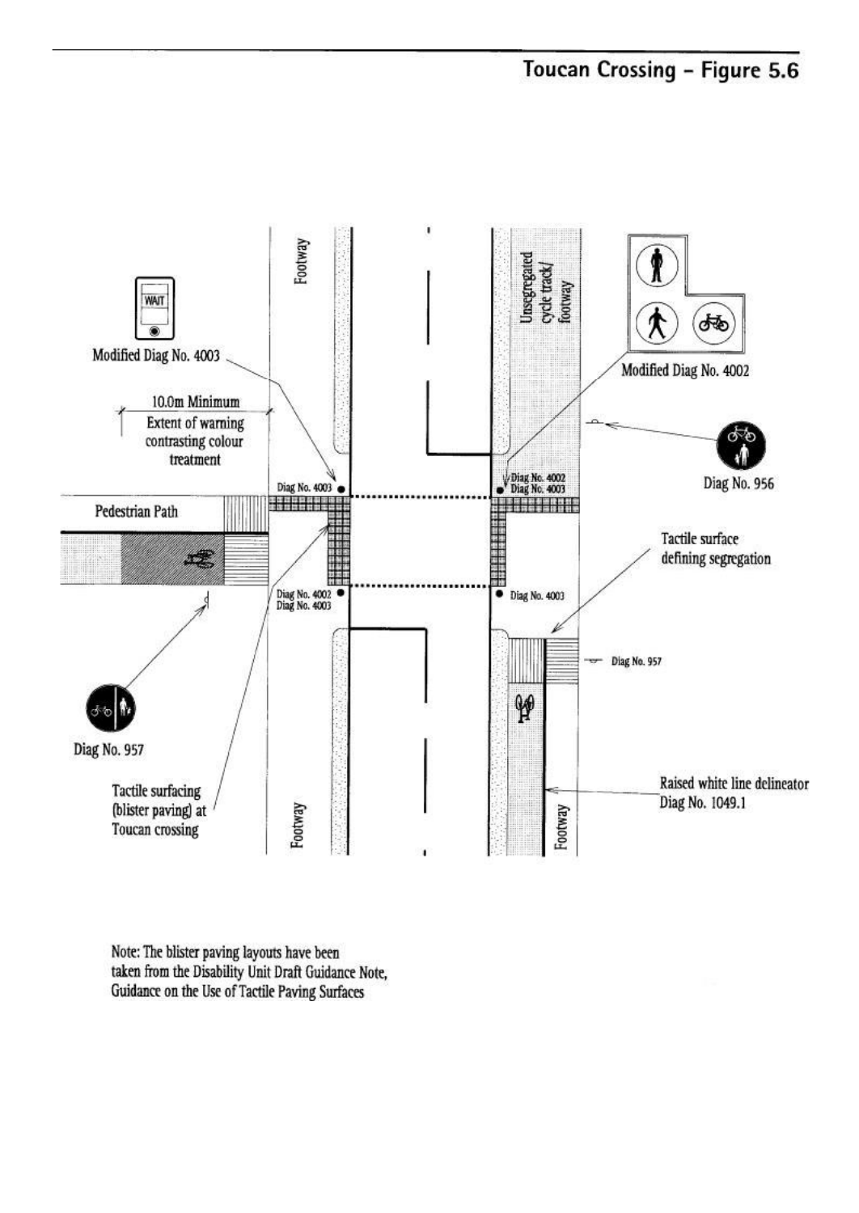## Toucan Crossing - Figure 5.6

WAIT

Modified Diag No. 4003

10.0m Minimum

Extent of warning contrasting colour treatment

Footway

Unsegregated cycle track/ footway

Modified Diag No. 4002

Diag No. 956

Diag No. 4003

Diag No. 4002

Diag No. 4003

Pedestrian Path

Diag No. 4002

Diag No. 4003

Diag No. 4003

Tactile surface defining segregation

Diag No. 957

Diag No. 957

Tactile surfacing (blister paving) at Toucan crossing

Raised white line delineator Diag No. 1049.1

Footway

Footway

Note: The blister paving layouts have been taken from the Disability Unit Draft Guidance Note, Guidance on the Use of Tactile Paving Surfaces